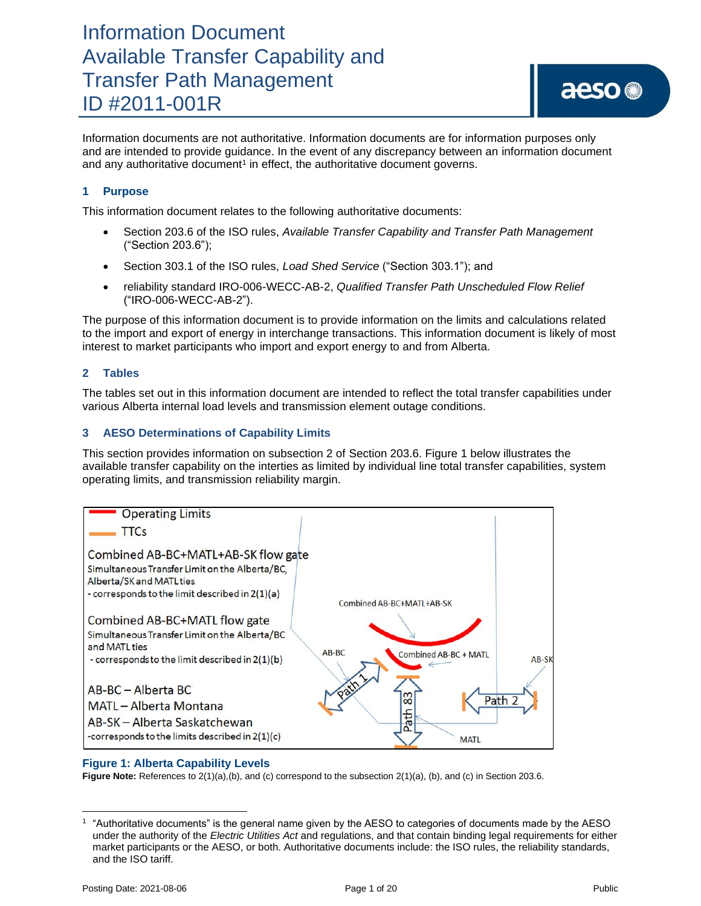# Information Document
# Available Transfer Capability and Transfer Path Management
# ID #2011-001R

Information documents are not authoritative. Information documents are for information purposes only and are intended to provide guidance. In the event of any discrepancy between an information document and any authoritative document[1] in effect, the authoritative document governs.

## 1 Purpose

This information document relates to the following authoritative documents:

- Section 203.6 of the ISO rules, *Available Transfer Capability and Transfer Path Management* ("Section 203.6");
- Section 303.1 of the ISO rules, *Load Shed Service* ("Section 303.1"); and
- reliability standard IRO-006-WECC-AB-2, *Qualified Transfer Path Unscheduled Flow Relief* ("IRO-006-WECC-AB-2").

The purpose of this information document is to provide information on the limits and calculations related to the import and export of energy in interchange transactions. This information document is likely of most interest to market participants who import and export energy to and from Alberta.

## 2 Tables

The tables set out in this information document are intended to reflect the total transfer capabilities under various Alberta internal load levels and transmission element outage conditions.

## 3 AESO Determinations of Capability Limits

This section provides information on subsection 2 of Section 203.6. Figure 1 below illustrates the available transfer capability on the interties as limited by individual line total transfer capabilities, system operating limits, and transmission reliability margin.

Operating Limits

TTCs

Combined AB-BC+MATL+AB-SK flow gate
Simultaneous Transfer Limit on the Alberta/BC, Alberta/SK and MATL ties
- corresponds to the limit described in 2(1)(a)

Combined AB-BC+MATL flow gate
Simultaneous Transfer Limit on the Alberta/BC and MATL ties
- corresponds to the limit described in 2(1)(b)

AB-BC – Alberta BC
MATL – Alberta Montana
AB-SK – Alberta Saskatchewan
-corresponds to the limits described in 2(1)(c)

Combined AB-BC+MATL+AB-SK

AB-BC

Combined AB-BC + MATL

AB-SK

Path 1

Path 83

Path 2

MATL

**Figure 1: Alberta Capability Levels**

**Figure Note:** References to 2(1)(a),(b), and (c) correspond to the subsection 2(1)(a), (b), and (c) in Section 203.6.

[1] "Authoritative documents" is the general name given by the AESO to categories of documents made by the AESO under the authority of the *Electric Utilities Act* and regulations, and that contain binding legal requirements for either market participants or the AESO, or both. Authoritative documents include: the ISO rules, the reliability standards, and the ISO tariff.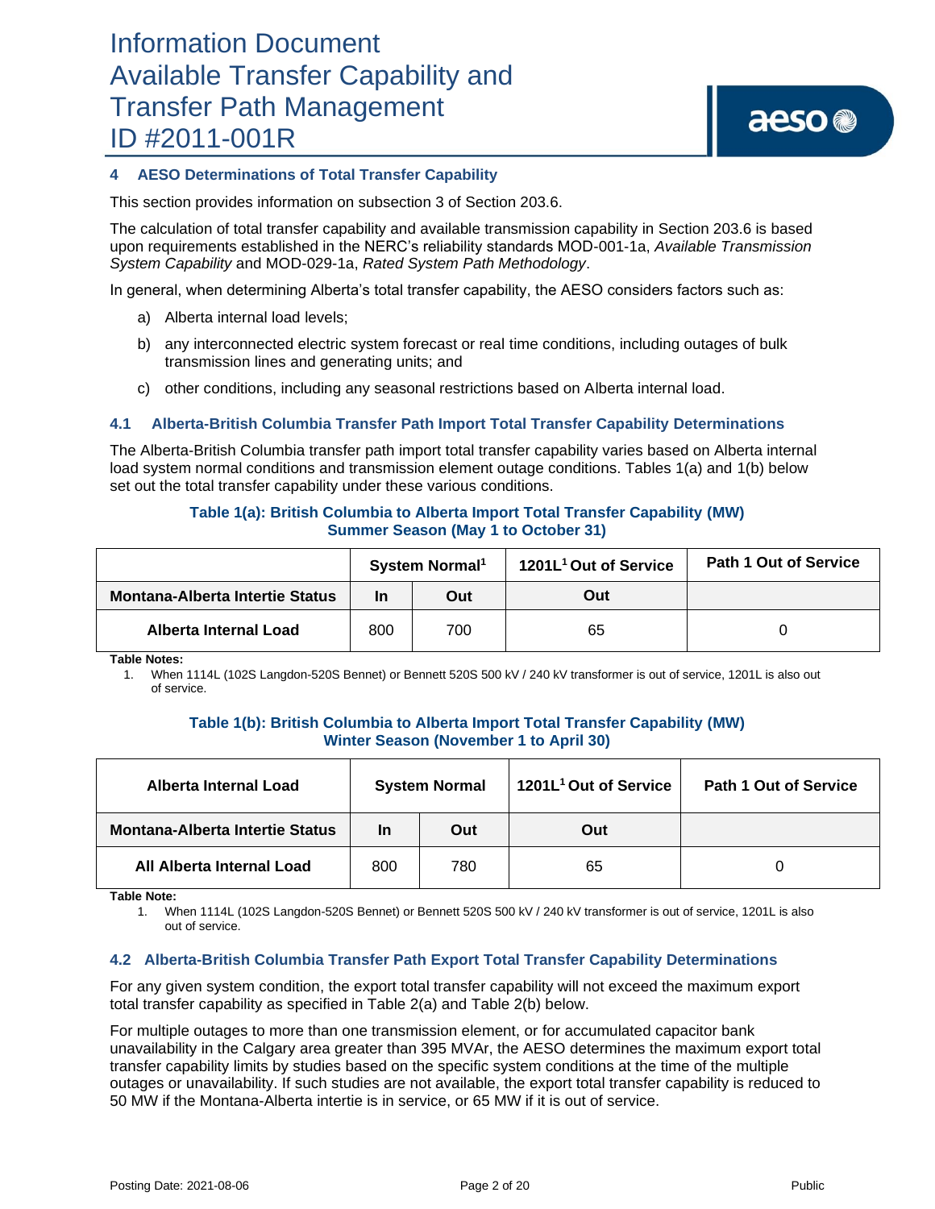## 4 AESO Determinations of Total Transfer Capability

This section provides information on subsection 3 of Section 203.6.

The calculation of total transfer capability and available transmission capability in Section 203.6 is based upon requirements established in the NERC's reliability standards MOD-001-1a, *Available Transmission System Capability* and MOD-029-1a, *Rated System Path Methodology*.

In general, when determining Alberta's total transfer capability, the AESO considers factors such as:

a) Alberta internal load levels;

b) any interconnected electric system forecast or real time conditions, including outages of bulk transmission lines and generating units; and

c) other conditions, including any seasonal restrictions based on Alberta internal load.

### 4.1 Alberta-British Columbia Transfer Path Import Total Transfer Capability Determinations

The Alberta-British Columbia transfer path import total transfer capability varies based on Alberta internal load system normal conditions and transmission element outage conditions. Tables 1(a) and 1(b) below set out the total transfer capability under these various conditions.

**Table 1(a): British Columbia to Alberta Import Total Transfer Capability (MW)**
**Summer Season (May 1 to October 31)**

| | System Normal[1] | | 1201L[1] Out of Service | Path 1 Out of Service |
|---|---|---|---|---|
| **Montana-Alberta Intertie Status** | **In** | **Out** | **Out** | |
| **Alberta Internal Load** | 800 | 700 | 65 | 0 |

**Table Notes:**

1. When 1114L (102S Langdon-520S Bennet) or Bennett 520S 500 kV / 240 kV transformer is out of service, 1201L is also out of service.

**Table 1(b): British Columbia to Alberta Import Total Transfer Capability (MW)**
**Winter Season (November 1 to April 30)**

| Alberta Internal Load | System Normal | | 1201L[1] Out of Service | Path 1 Out of Service |
|---|---|---|---|---|
| **Montana-Alberta Intertie Status** | **In** | **Out** | **Out** | |
| **All Alberta Internal Load** | 800 | 780 | 65 | 0 |

**Table Note:**

1. When 1114L (102S Langdon-520S Bennet) or Bennett 520S 500 kV / 240 kV transformer is out of service, 1201L is also out of service.

### 4.2 Alberta-British Columbia Transfer Path Export Total Transfer Capability Determinations

For any given system condition, the export total transfer capability will not exceed the maximum export total transfer capability as specified in Table 2(a) and Table 2(b) below.

For multiple outages to more than one transmission element, or for accumulated capacitor bank unavailability in the Calgary area greater than 395 MVAr, the AESO determines the maximum export total transfer capability limits by studies based on the specific system conditions at the time of the multiple outages or unavailability. If such studies are not available, the export total transfer capability is reduced to 50 MW if the Montana-Alberta intertie is in service, or 65 MW if it is out of service.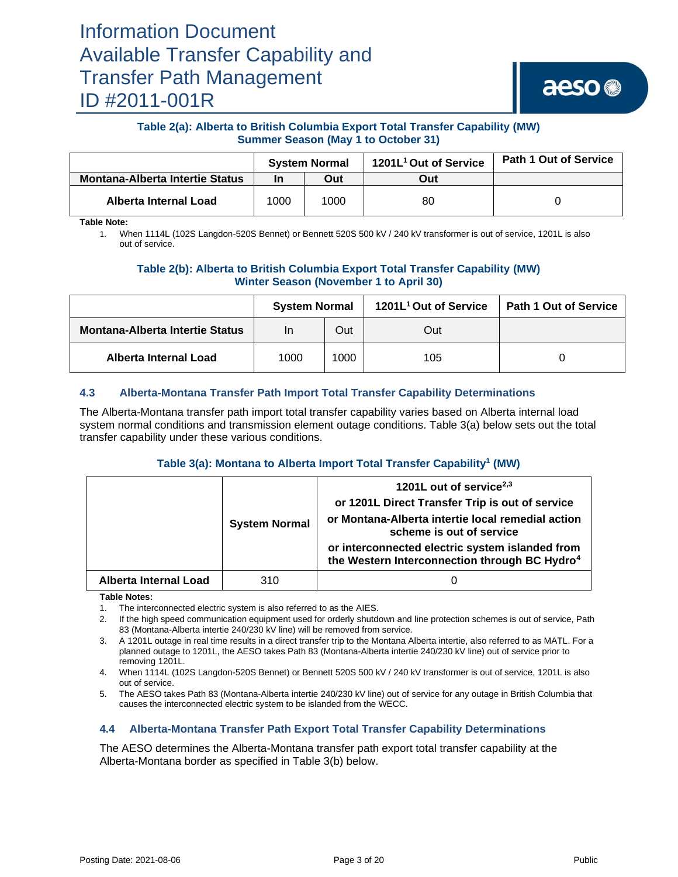**Table 2(a): Alberta to British Columbia Export Total Transfer Capability (MW)**
**Summer Season (May 1 to October 31)**

| | System Normal | | 1201L[1] Out of Service | Path 1 Out of Service |
|---|---|---|---|---|
| **Montana-Alberta Intertie Status** | **In** | **Out** | **Out** | |
| **Alberta Internal Load** | 1000 | 1000 | 80 | 0 |

**Table Note:**

1. When 1114L (102S Langdon-520S Bennet) or Bennett 520S 500 kV / 240 kV transformer is out of service, 1201L is also out of service.

**Table 2(b): Alberta to British Columbia Export Total Transfer Capability (MW)**
**Winter Season (November 1 to April 30)**

| | System Normal | | 1201L[1] Out of Service | Path 1 Out of Service |
|---|---|---|---|---|
| **Montana-Alberta Intertie Status** | In | Out | Out | |
| **Alberta Internal Load** | 1000 | 1000 | 105 | 0 |

### 4.3 Alberta-Montana Transfer Path Import Total Transfer Capability Determinations

The Alberta-Montana transfer path import total transfer capability varies based on Alberta internal load system normal conditions and transmission element outage conditions. Table 3(a) below sets out the total transfer capability under these various conditions.

**Table 3(a): Montana to Alberta Import Total Transfer Capability[1] (MW)**

| | System Normal | 1201L out of service[2,3] or 1201L Direct Transfer Trip is out of service or Montana-Alberta intertie local remedial action scheme is out of service or interconnected electric system islanded from the Western Interconnection through BC Hydro[4] |
|---|---|---|
| **Alberta Internal Load** | 310 | 0 |

**Table Notes:**

1. The interconnected electric system is also referred to as the AIES.
2. If the high speed communication equipment used for orderly shutdown and line protection schemes is out of service, Path 83 (Montana-Alberta intertie 240/230 kV line) will be removed from service.
3. A 1201L outage in real time results in a direct transfer trip to the Montana Alberta intertie, also referred to as MATL. For a planned outage to 1201L, the AESO takes Path 83 (Montana-Alberta intertie 240/230 kV line) out of service prior to removing 1201L.
4. When 1114L (102S Langdon-520S Bennet) or Bennett 520S 500 kV / 240 kV transformer is out of service, 1201L is also out of service.
5. The AESO takes Path 83 (Montana-Alberta intertie 240/230 kV line) out of service for any outage in British Columbia that causes the interconnected electric system to be islanded from the WECC.

### 4.4 Alberta-Montana Transfer Path Export Total Transfer Capability Determinations

The AESO determines the Alberta-Montana transfer path export total transfer capability at the Alberta-Montana border as specified in Table 3(b) below.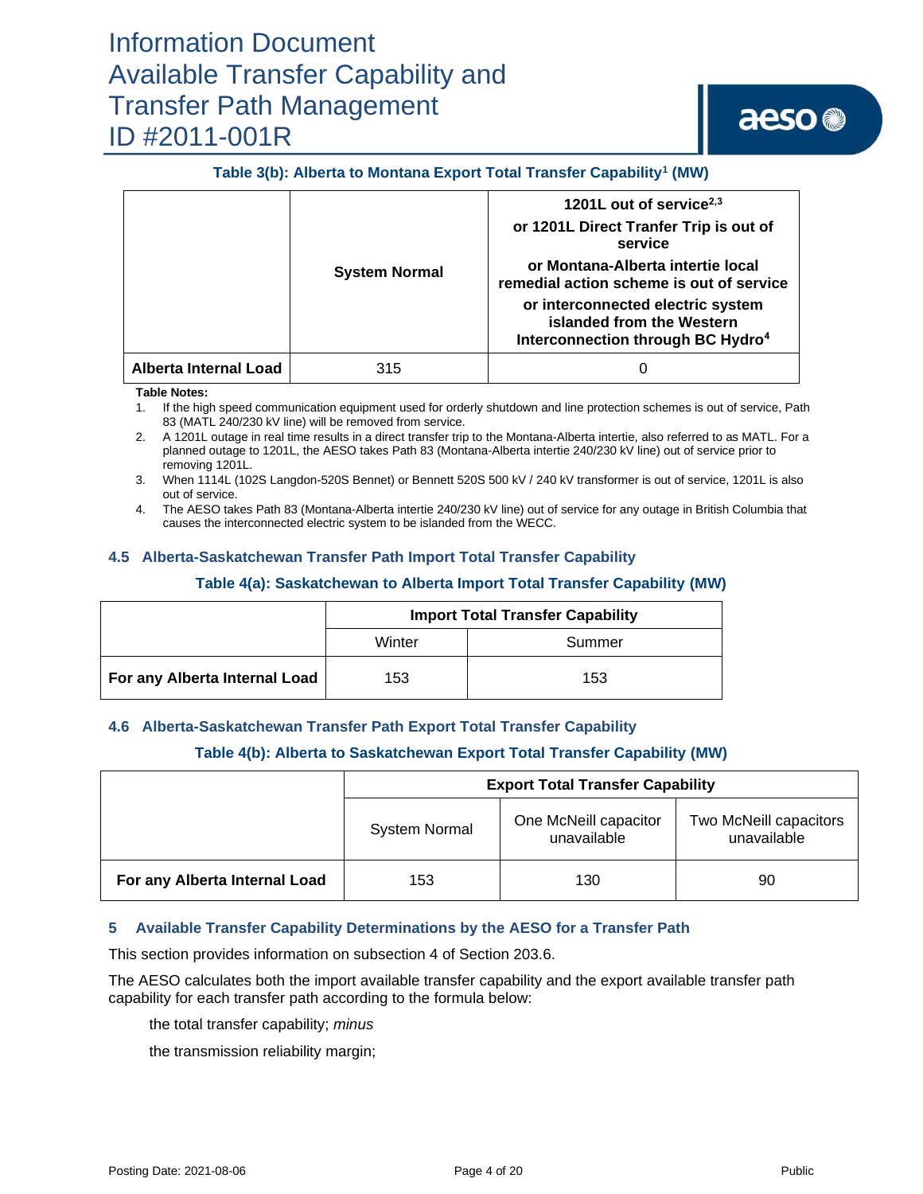**Table 3(b): Alberta to Montana Export Total Transfer Capability[1] (MW)**

| | System Normal | 1201L out of service[2,3] or 1201L Direct Tranfer Trip is out of service or Montana-Alberta intertie local remedial action scheme is out of service or interconnected electric system islanded from the Western Interconnection through BC Hydro[4] |
|---|---|---|
| **Alberta Internal Load** | 315 | 0 |

**Table Notes:**

1. If the high speed communication equipment used for orderly shutdown and line protection schemes is out of service, Path 83 (MATL 240/230 kV line) will be removed from service.
2. A 1201L outage in real time results in a direct transfer trip to the Montana-Alberta intertie, also referred to as MATL. For a planned outage to 1201L, the AESO takes Path 83 (Montana-Alberta intertie 240/230 kV line) out of service prior to removing 1201L.
3. When 1114L (102S Langdon-520S Bennet) or Bennett 520S 500 kV / 240 kV transformer is out of service, 1201L is also out of service.
4. The AESO takes Path 83 (Montana-Alberta intertie 240/230 kV line) out of service for any outage in British Columbia that causes the interconnected electric system to be islanded from the WECC.

### 4.5 Alberta-Saskatchewan Transfer Path Import Total Transfer Capability

**Table 4(a): Saskatchewan to Alberta Import Total Transfer Capability (MW)**

| | Import Total Transfer Capability | |
|---|---|---|
| | Winter | Summer |
| **For any Alberta Internal Load** | 153 | 153 |

### 4.6 Alberta-Saskatchewan Transfer Path Export Total Transfer Capability

**Table 4(b): Alberta to Saskatchewan Export Total Transfer Capability (MW)**

| | Export Total Transfer Capability | | |
|---|---|---|---|
| | System Normal | One McNeill capacitor unavailable | Two McNeill capacitors unavailable |
| **For any Alberta Internal Load** | 153 | 130 | 90 |

## 5 Available Transfer Capability Determinations by the AESO for a Transfer Path

This section provides information on subsection 4 of Section 203.6.

The AESO calculates both the import available transfer capability and the export available transfer path capability for each transfer path according to the formula below:

the total transfer capability; *minus*

the transmission reliability margin;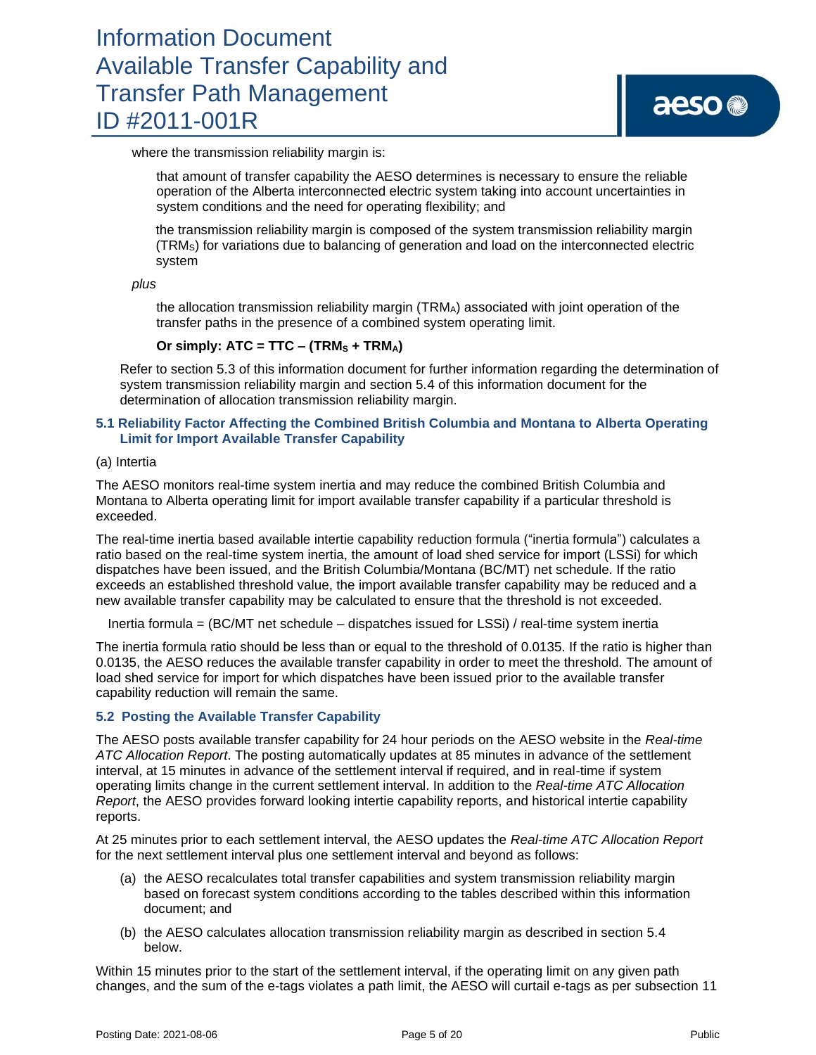where the transmission reliability margin is:

that amount of transfer capability the AESO determines is necessary to ensure the reliable operation of the Alberta interconnected electric system taking into account uncertainties in system conditions and the need for operating flexibility; and

the transmission reliability margin is composed of the system transmission reliability margin ($TRM_S$) for variations due to balancing of generation and load on the interconnected electric system

*plus*

the allocation transmission reliability margin ($TRM_A$) associated with joint operation of the transfer paths in the presence of a combined system operating limit.

**Or simply: $ATC = TTC – (TRM_S + TRM_A)$**

Refer to section 5.3 of this information document for further information regarding the determination of system transmission reliability margin and section 5.4 of this information document for the determination of allocation transmission reliability margin.

### 5.1 Reliability Factor Affecting the Combined British Columbia and Montana to Alberta Operating Limit for Import Available Transfer Capability

(a) Intertia

The AESO monitors real-time system inertia and may reduce the combined British Columbia and Montana to Alberta operating limit for import available transfer capability if a particular threshold is exceeded.

The real-time inertia based available intertie capability reduction formula ("inertia formula") calculates a ratio based on the real-time system inertia, the amount of load shed service for import (LSSi) for which dispatches have been issued, and the British Columbia/Montana (BC/MT) net schedule. If the ratio exceeds an established threshold value, the import available transfer capability may be reduced and a new available transfer capability may be calculated to ensure that the threshold is not exceeded.

Inertia formula = (BC/MT net schedule – dispatches issued for LSSi) / real-time system inertia

The inertia formula ratio should be less than or equal to the threshold of 0.0135. If the ratio is higher than 0.0135, the AESO reduces the available transfer capability in order to meet the threshold. The amount of load shed service for import for which dispatches have been issued prior to the available transfer capability reduction will remain the same.

### 5.2 Posting the Available Transfer Capability

The AESO posts available transfer capability for 24 hour periods on the AESO website in the *Real-time ATC Allocation Report*. The posting automatically updates at 85 minutes in advance of the settlement interval, at 15 minutes in advance of the settlement interval if required, and in real-time if system operating limits change in the current settlement interval. In addition to the *Real-time ATC Allocation Report*, the AESO provides forward looking intertie capability reports, and historical intertie capability reports.

At 25 minutes prior to each settlement interval, the AESO updates the *Real-time ATC Allocation Report* for the next settlement interval plus one settlement interval and beyond as follows:

(a) the AESO recalculates total transfer capabilities and system transmission reliability margin based on forecast system conditions according to the tables described within this information document; and

(b) the AESO calculates allocation transmission reliability margin as described in section 5.4 below.

Within 15 minutes prior to the start of the settlement interval, if the operating limit on any given path changes, and the sum of the e-tags violates a path limit, the AESO will curtail e-tags as per subsection 11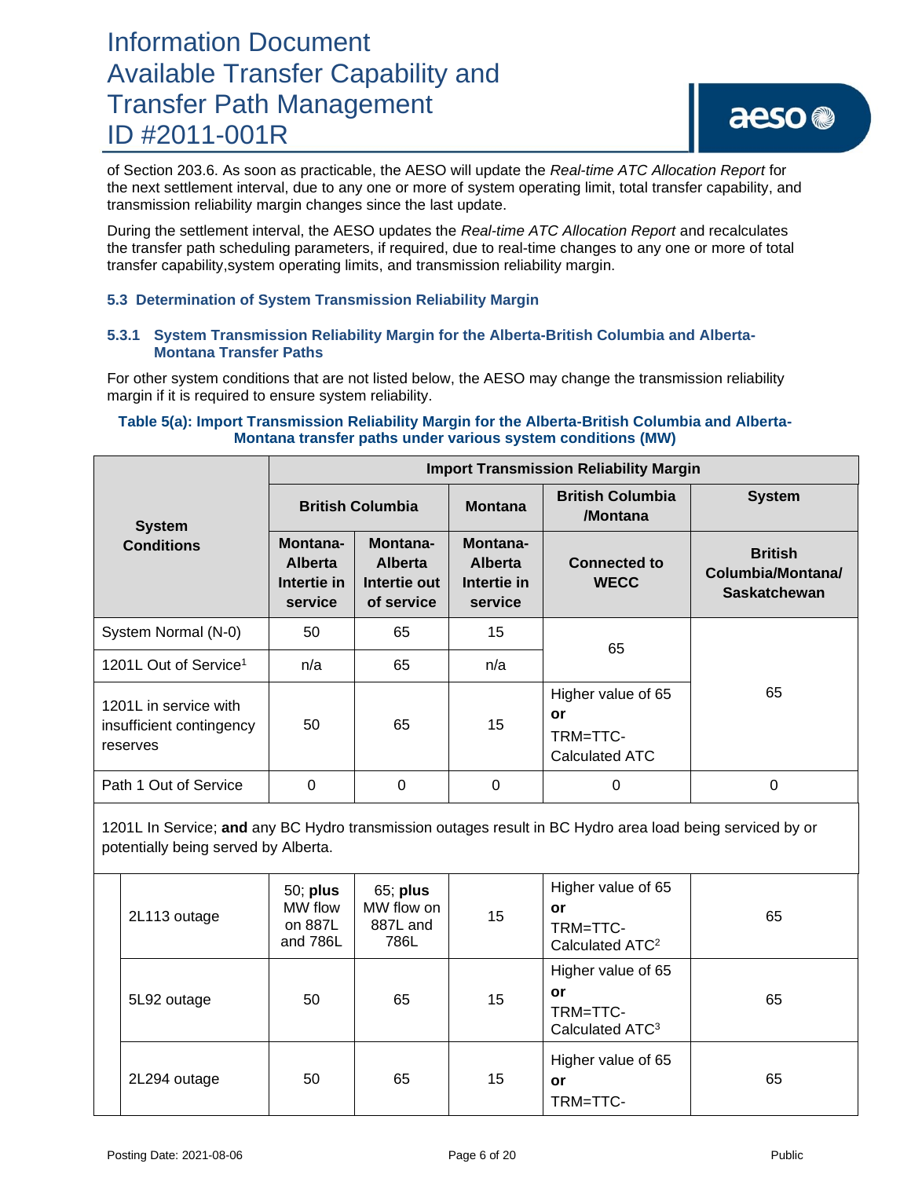of Section 203.6. As soon as practicable, the AESO will update the *Real-time ATC Allocation Report* for the next settlement interval, due to any one or more of system operating limit, total transfer capability, and transmission reliability margin changes since the last update.

During the settlement interval, the AESO updates the *Real-time ATC Allocation Report* and recalculates the transfer path scheduling parameters, if required, due to real-time changes to any one or more of total transfer capability,system operating limits, and transmission reliability margin.

### 5.3 Determination of System Transmission Reliability Margin

#### 5.3.1 System Transmission Reliability Margin for the Alberta-British Columbia and Alberta-Montana Transfer Paths

For other system conditions that are not listed below, the AESO may change the transmission reliability margin if it is required to ensure system reliability.

**Table 5(a): Import Transmission Reliability Margin for the Alberta-British Columbia and Alberta-Montana transfer paths under various system conditions (MW)**

| System Conditions | Import Transmission Reliability Margin | | | | |
|---|---|---|---|---|---|
| | British Columbia | | Montana | British Columbia /Montana | System |
| | Montana-Alberta Intertie in service | Montana-Alberta Intertie out of service | Montana-Alberta Intertie in service | Connected to WECC | British Columbia/Montana/ Saskatchewan |
| System Normal (N-0) | 50 | 65 | 15 | 65 | 65 |
| 1201L Out of Service[1] | n/a | 65 | n/a | 65 | 65 |
| 1201L in service with insufficient contingency reserves | 50 | 65 | 15 | Higher value of 65 **or** TRM=TTC-Calculated ATC | 65 |
| Path 1 Out of Service | 0 | 0 | 0 | 0 | 0 |
| 1201L In Service; **and** any BC Hydro transmission outages result in BC Hydro area load being serviced by or potentially being served by Alberta. | | | | | |
| 2L113 outage | 50; **plus** MW flow on 887L and 786L | 65; **plus** MW flow on 887L and 786L | 15 | Higher value of 65 **or** TRM=TTC-Calculated ATC[2] | 65 |
| 5L92 outage | 50 | 65 | 15 | Higher value of 65 **or** TRM=TTC-Calculated ATC[3] | 65 |
| 2L294 outage | 50 | 65 | 15 | Higher value of 65 **or** TRM=TTC- | 65 |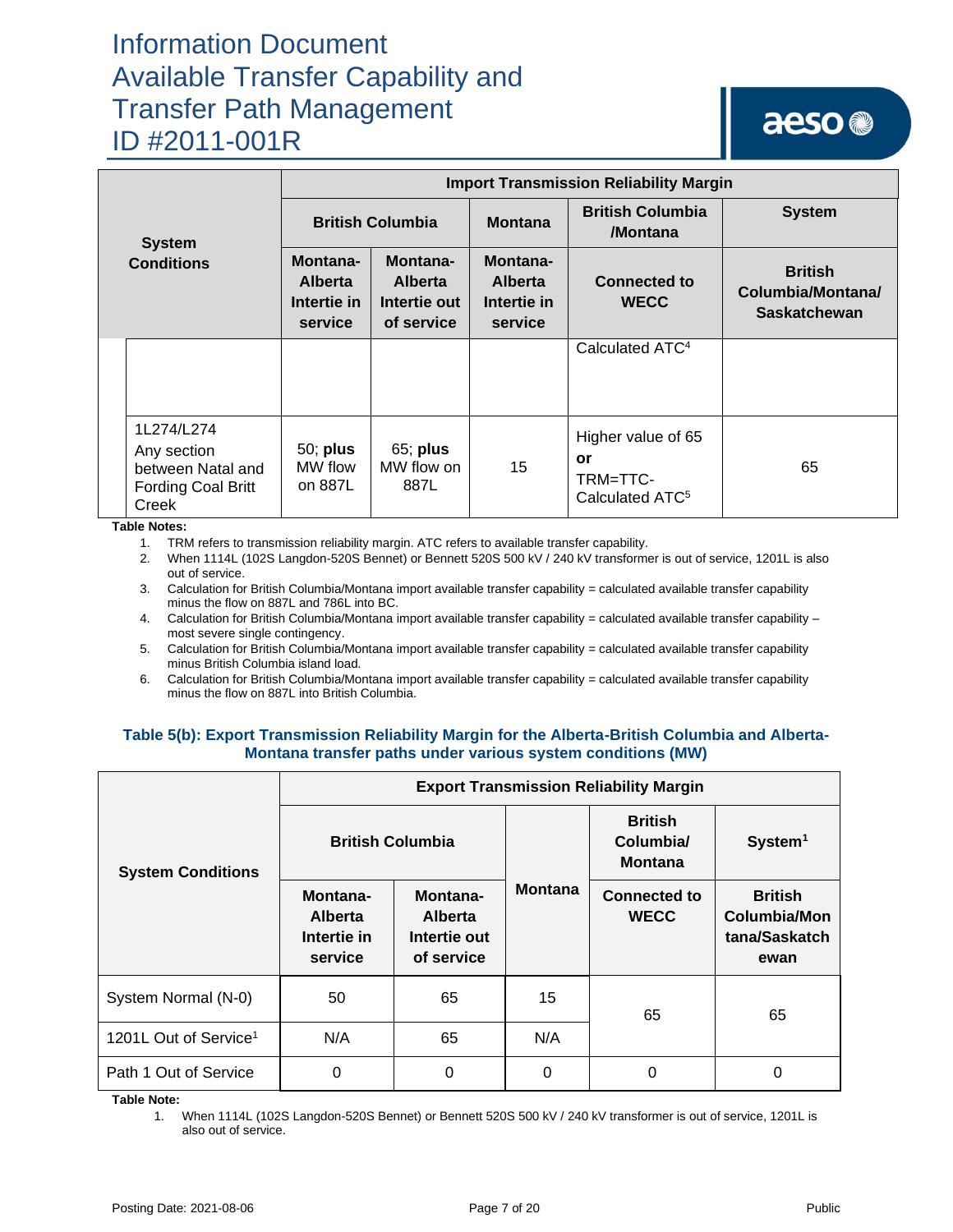| System Conditions | Import Transmission Reliability Margin | | | | |
|---|---|---|---|---|---|
| | British Columbia | | Montana | British Columbia /Montana | System |
| | Montana-Alberta Intertie in service | Montana-Alberta Intertie out of service | Montana-Alberta Intertie in service | Connected to WECC | British Columbia/Montana/ Saskatchewan |
| | | | | Calculated ATC[4] | |
| 1L274/L274 Any section between Natal and Fording Coal Britt Creek | 50; **plus** MW flow on 887L | 65; **plus** MW flow on 887L | 15 | Higher value of 65 **or** TRM=TTC-Calculated ATC[5] | 65 |

**Table Notes:**

1. TRM refers to transmission reliability margin. ATC refers to available transfer capability.
2. When 1114L (102S Langdon-520S Bennet) or Bennett 520S 500 kV / 240 kV transformer is out of service, 1201L is also out of service.
3. Calculation for British Columbia/Montana import available transfer capability = calculated available transfer capability minus the flow on 887L and 786L into BC.
4. Calculation for British Columbia/Montana import available transfer capability = calculated available transfer capability – most severe single contingency.
5. Calculation for British Columbia/Montana import available transfer capability = calculated available transfer capability minus British Columbia island load.
6. Calculation for British Columbia/Montana import available transfer capability = calculated available transfer capability minus the flow on 887L into British Columbia.

### Table 5(b): Export Transmission Reliability Margin for the Alberta-British Columbia and Alberta-Montana transfer paths under various system conditions (MW)

| System Conditions | Export Transmission Reliability Margin | | | | |
|---|---|---|---|---|---|
| | British Columbia | | Montana | British Columbia/ Montana | System[1] |
| | Montana-Alberta Intertie in service | Montana-Alberta Intertie out of service | | Connected to WECC | British Columbia/Montana/Saskatchewan |
| System Normal (N-0) | 50 | 65 | 15 | 65 | 65 |
| 1201L Out of Service[1] | N/A | 65 | N/A | | |
| Path 1 Out of Service | 0 | 0 | 0 | 0 | 0 |

**Table Note:**

1. When 1114L (102S Langdon-520S Bennet) or Bennett 520S 500 kV / 240 kV transformer is out of service, 1201L is also out of service.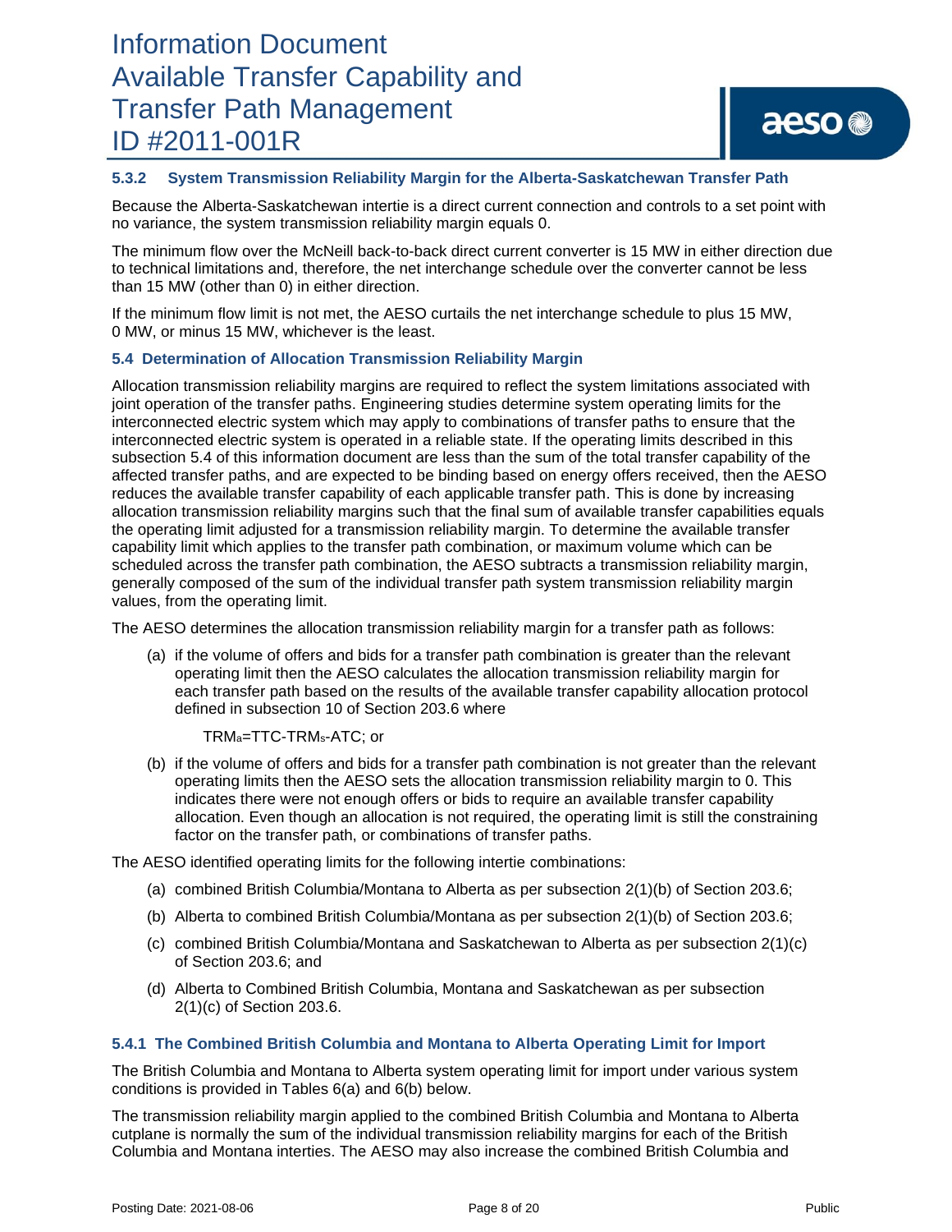### 5.3.2 System Transmission Reliability Margin for the Alberta-Saskatchewan Transfer Path

Because the Alberta-Saskatchewan intertie is a direct current connection and controls to a set point with no variance, the system transmission reliability margin equals 0.

The minimum flow over the McNeill back-to-back direct current converter is 15 MW in either direction due to technical limitations and, therefore, the net interchange schedule over the converter cannot be less than 15 MW (other than 0) in either direction.

If the minimum flow limit is not met, the AESO curtails the net interchange schedule to plus 15 MW, 0 MW, or minus 15 MW, whichever is the least.

### 5.4 Determination of Allocation Transmission Reliability Margin

Allocation transmission reliability margins are required to reflect the system limitations associated with joint operation of the transfer paths. Engineering studies determine system operating limits for the interconnected electric system which may apply to combinations of transfer paths to ensure that the interconnected electric system is operated in a reliable state. If the operating limits described in this subsection 5.4 of this information document are less than the sum of the total transfer capability of the affected transfer paths, and are expected to be binding based on energy offers received, then the AESO reduces the available transfer capability of each applicable transfer path. This is done by increasing allocation transmission reliability margins such that the final sum of available transfer capabilities equals the operating limit adjusted for a transmission reliability margin. To determine the available transfer capability limit which applies to the transfer path combination, or maximum volume which can be scheduled across the transfer path combination, the AESO subtracts a transmission reliability margin, generally composed of the sum of the individual transfer path system transmission reliability margin values, from the operating limit.

The AESO determines the allocation transmission reliability margin for a transfer path as follows:

(a) if the volume of offers and bids for a transfer path combination is greater than the relevant operating limit then the AESO calculates the allocation transmission reliability margin for each transfer path based on the results of the available transfer capability allocation protocol defined in subsection 10 of Section 203.6 where

$TRM_a = TTC - TRM_s - ATC$; or

(b) if the volume of offers and bids for a transfer path combination is not greater than the relevant operating limits then the AESO sets the allocation transmission reliability margin to 0. This indicates there were not enough offers or bids to require an available transfer capability allocation. Even though an allocation is not required, the operating limit is still the constraining factor on the transfer path, or combinations of transfer paths.

The AESO identified operating limits for the following intertie combinations:

(a) combined British Columbia/Montana to Alberta as per subsection 2(1)(b) of Section 203.6;

(b) Alberta to combined British Columbia/Montana as per subsection 2(1)(b) of Section 203.6;

(c) combined British Columbia/Montana and Saskatchewan to Alberta as per subsection 2(1)(c) of Section 203.6; and

(d) Alberta to Combined British Columbia, Montana and Saskatchewan as per subsection 2(1)(c) of Section 203.6.

#### 5.4.1 The Combined British Columbia and Montana to Alberta Operating Limit for Import

The British Columbia and Montana to Alberta system operating limit for import under various system conditions is provided in Tables 6(a) and 6(b) below.

The transmission reliability margin applied to the combined British Columbia and Montana to Alberta cutplane is normally the sum of the individual transmission reliability margins for each of the British Columbia and Montana interties. The AESO may also increase the combined British Columbia and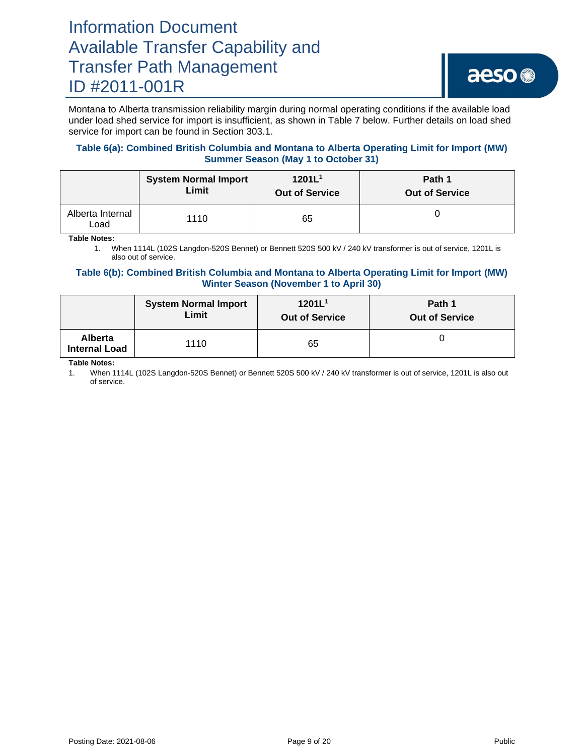Montana to Alberta transmission reliability margin during normal operating conditions if the available load under load shed service for import is insufficient, as shown in Table 7 below. Further details on load shed service for import can be found in Section 303.1.

#### Table 6(a): Combined British Columbia and Montana to Alberta Operating Limit for Import (MW) Summer Season (May 1 to October 31)

| | System Normal Import Limit | 1201L[1] Out of Service | Path 1 Out of Service |
|---|---|---|---|
| Alberta Internal Load | 1110 | 65 | 0 |

**Table Notes:**

1. When 1114L (102S Langdon-520S Bennet) or Bennett 520S 500 kV / 240 kV transformer is out of service, 1201L is also out of service.

#### Table 6(b): Combined British Columbia and Montana to Alberta Operating Limit for Import (MW) Winter Season (November 1 to April 30)

| | System Normal Import Limit | 1201L[1] Out of Service | Path 1 Out of Service |
|---|---|---|---|
| **Alberta Internal Load** | 1110 | 65 | 0 |

**Table Notes:**

1. When 1114L (102S Langdon-520S Bennet) or Bennett 520S 500 kV / 240 kV transformer is out of service, 1201L is also out of service.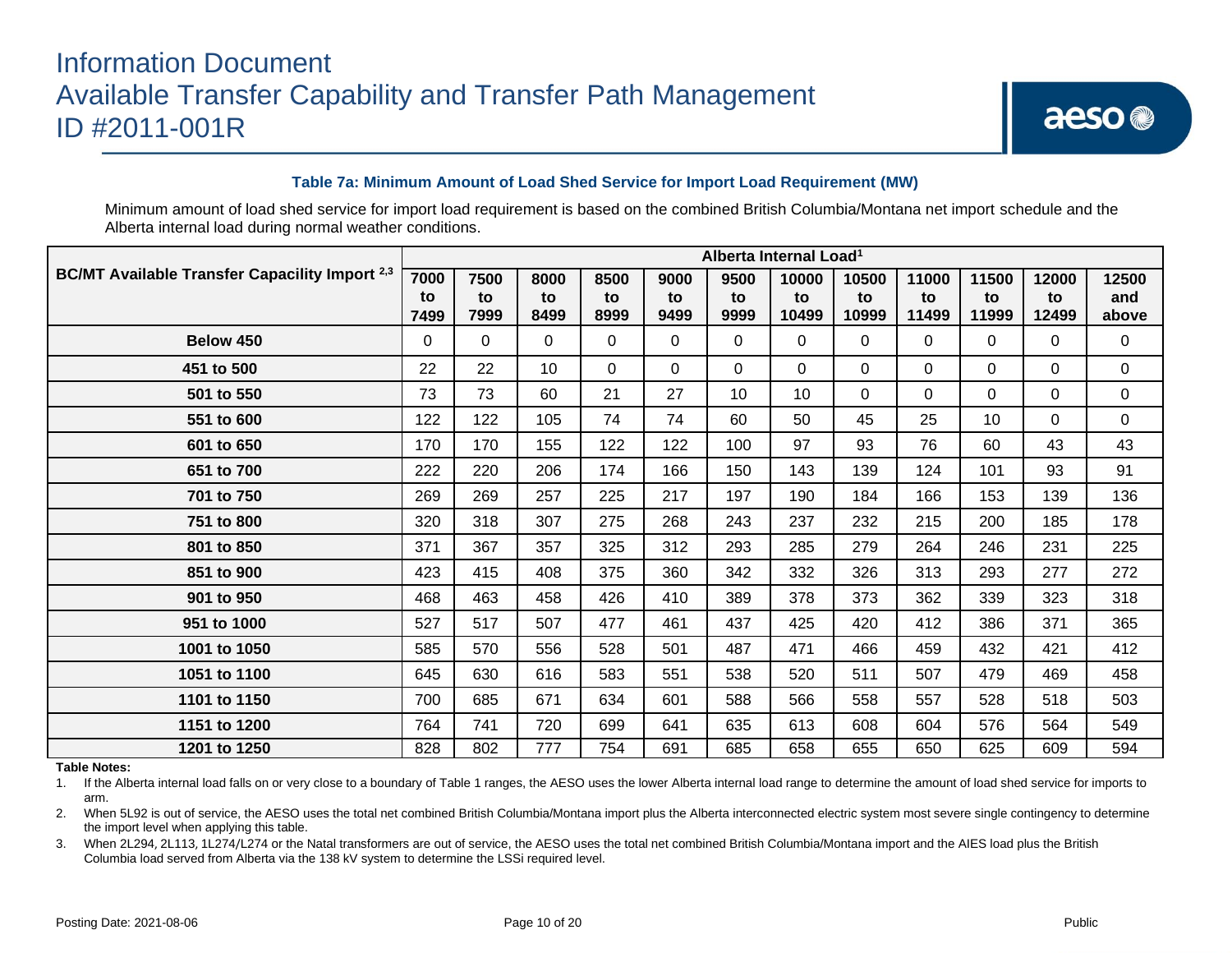**Table 7a: Minimum Amount of Load Shed Service for Import Load Requirement (MW)**

Minimum amount of load shed service for import load requirement is based on the combined British Columbia/Montana net import schedule and the Alberta internal load during normal weather conditions.

| BC/MT Available Transfer Capacility Import [2,3] | Alberta Internal Load[1] | | | | | | | | | | | |
|---|---|---|---|---|---|---|---|---|---|---|---|---|
| | 7000 to 7499 | 7500 to 7999 | 8000 to 8499 | 8500 to 8999 | 9000 to 9499 | 9500 to 9999 | 10000 to 10499 | 10500 to 10999 | 11000 to 11499 | 11500 to 11999 | 12000 to 12499 | 12500 and above |
| **Below 450** | 0 | 0 | 0 | 0 | 0 | 0 | 0 | 0 | 0 | 0 | 0 | 0 |
| **451 to 500** | 22 | 22 | 10 | 0 | 0 | 0 | 0 | 0 | 0 | 0 | 0 | 0 |
| **501 to 550** | 73 | 73 | 60 | 21 | 27 | 10 | 10 | 0 | 0 | 0 | 0 | 0 |
| **551 to 600** | 122 | 122 | 105 | 74 | 74 | 60 | 50 | 45 | 25 | 10 | 0 | 0 |
| **601 to 650** | 170 | 170 | 155 | 122 | 122 | 100 | 97 | 93 | 76 | 60 | 43 | 43 |
| **651 to 700** | 222 | 220 | 206 | 174 | 166 | 150 | 143 | 139 | 124 | 101 | 93 | 91 |
| **701 to 750** | 269 | 269 | 257 | 225 | 217 | 197 | 190 | 184 | 166 | 153 | 139 | 136 |
| **751 to 800** | 320 | 318 | 307 | 275 | 268 | 243 | 237 | 232 | 215 | 200 | 185 | 178 |
| **801 to 850** | 371 | 367 | 357 | 325 | 312 | 293 | 285 | 279 | 264 | 246 | 231 | 225 |
| **851 to 900** | 423 | 415 | 408 | 375 | 360 | 342 | 332 | 326 | 313 | 293 | 277 | 272 |
| **901 to 950** | 468 | 463 | 458 | 426 | 410 | 389 | 378 | 373 | 362 | 339 | 323 | 318 |
| **951 to 1000** | 527 | 517 | 507 | 477 | 461 | 437 | 425 | 420 | 412 | 386 | 371 | 365 |
| **1001 to 1050** | 585 | 570 | 556 | 528 | 501 | 487 | 471 | 466 | 459 | 432 | 421 | 412 |
| **1051 to 1100** | 645 | 630 | 616 | 583 | 551 | 538 | 520 | 511 | 507 | 479 | 469 | 458 |
| **1101 to 1150** | 700 | 685 | 671 | 634 | 601 | 588 | 566 | 558 | 557 | 528 | 518 | 503 |
| **1151 to 1200** | 764 | 741 | 720 | 699 | 641 | 635 | 613 | 608 | 604 | 576 | 564 | 549 |
| **1201 to 1250** | 828 | 802 | 777 | 754 | 691 | 685 | 658 | 655 | 650 | 625 | 609 | 594 |

**Table Notes:**

1. If the Alberta internal load falls on or very close to a boundary of Table 1 ranges, the AESO uses the lower Alberta internal load range to determine the amount of load shed service for imports to arm.
2. When 5L92 is out of service, the AESO uses the total net combined British Columbia/Montana import plus the Alberta interconnected electric system most severe single contingency to determine the import level when applying this table.
3. When 2L294, 2L113, 1L274/L274 or the Natal transformers are out of service, the AESO uses the total net combined British Columbia/Montana import and the AIES load plus the British Columbia load served from Alberta via the 138 kV system to determine the LSSi required level.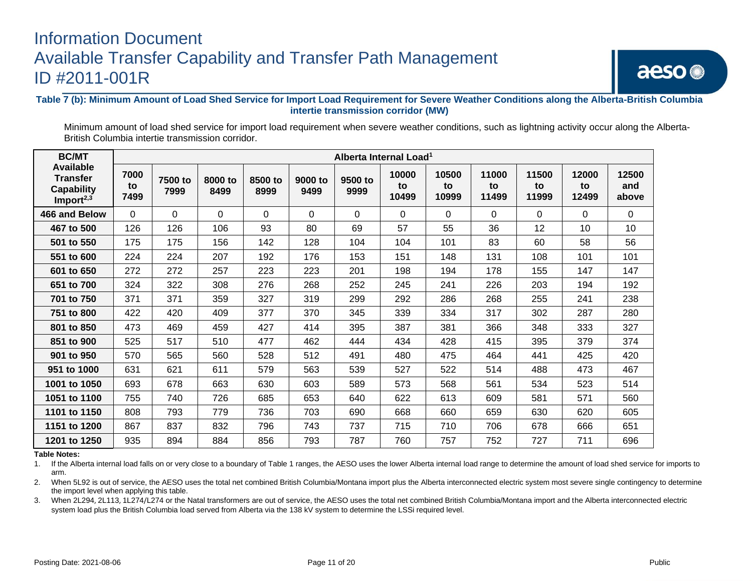**Table 7 (b): Minimum Amount of Load Shed Service for Import Load Requirement for Severe Weather Conditions along the Alberta-British Columbia intertie transmission corridor (MW)**

Minimum amount of load shed service for import load requirement when severe weather conditions, such as lightning activity occur along the Alberta-British Columbia intertie transmission corridor.

| BC/MT Available Transfer Capability Import[2,3] | Alberta Internal Load[1] | | | | | | | | | | | |
|---|---|---|---|---|---|---|---|---|---|---|---|---|
| | 7000 to 7499 | 7500 to 7999 | 8000 to 8499 | 8500 to 8999 | 9000 to 9499 | 9500 to 9999 | 10000 to 10499 | 10500 to 10999 | 11000 to 11499 | 11500 to 11999 | 12000 to 12499 | 12500 and above |
| **466 and Below** | 0 | 0 | 0 | 0 | 0 | 0 | 0 | 0 | 0 | 0 | 0 | 0 |
| **467 to 500** | 126 | 126 | 106 | 93 | 80 | 69 | 57 | 55 | 36 | 12 | 10 | 10 |
| **501 to 550** | 175 | 175 | 156 | 142 | 128 | 104 | 104 | 101 | 83 | 60 | 58 | 56 |
| **551 to 600** | 224 | 224 | 207 | 192 | 176 | 153 | 151 | 148 | 131 | 108 | 101 | 101 |
| **601 to 650** | 272 | 272 | 257 | 223 | 223 | 201 | 198 | 194 | 178 | 155 | 147 | 147 |
| **651 to 700** | 324 | 322 | 308 | 276 | 268 | 252 | 245 | 241 | 226 | 203 | 194 | 192 |
| **701 to 750** | 371 | 371 | 359 | 327 | 319 | 299 | 292 | 286 | 268 | 255 | 241 | 238 |
| **751 to 800** | 422 | 420 | 409 | 377 | 370 | 345 | 339 | 334 | 317 | 302 | 287 | 280 |
| **801 to 850** | 473 | 469 | 459 | 427 | 414 | 395 | 387 | 381 | 366 | 348 | 333 | 327 |
| **851 to 900** | 525 | 517 | 510 | 477 | 462 | 444 | 434 | 428 | 415 | 395 | 379 | 374 |
| **901 to 950** | 570 | 565 | 560 | 528 | 512 | 491 | 480 | 475 | 464 | 441 | 425 | 420 |
| **951 to 1000** | 631 | 621 | 611 | 579 | 563 | 539 | 527 | 522 | 514 | 488 | 473 | 467 |
| **1001 to 1050** | 693 | 678 | 663 | 630 | 603 | 589 | 573 | 568 | 561 | 534 | 523 | 514 |
| **1051 to 1100** | 755 | 740 | 726 | 685 | 653 | 640 | 622 | 613 | 609 | 581 | 571 | 560 |
| **1101 to 1150** | 808 | 793 | 779 | 736 | 703 | 690 | 668 | 660 | 659 | 630 | 620 | 605 |
| **1151 to 1200** | 867 | 837 | 832 | 796 | 743 | 737 | 715 | 710 | 706 | 678 | 666 | 651 |
| **1201 to 1250** | 935 | 894 | 884 | 856 | 793 | 787 | 760 | 757 | 752 | 727 | 711 | 696 |

**Table Notes:**

1. If the Alberta internal load falls on or very close to a boundary of Table 1 ranges, the AESO uses the lower Alberta internal load range to determine the amount of load shed service for imports to arm.
2. When 5L92 is out of service, the AESO uses the total net combined British Columbia/Montana import plus the Alberta interconnected electric system most severe single contingency to determine the import level when applying this table.
3. When 2L294, 2L113, 1L274/L274 or the Natal transformers are out of service, the AESO uses the total net combined British Columbia/Montana import and the Alberta interconnected electric system load plus the British Columbia load served from Alberta via the 138 kV system to determine the LSSi required level.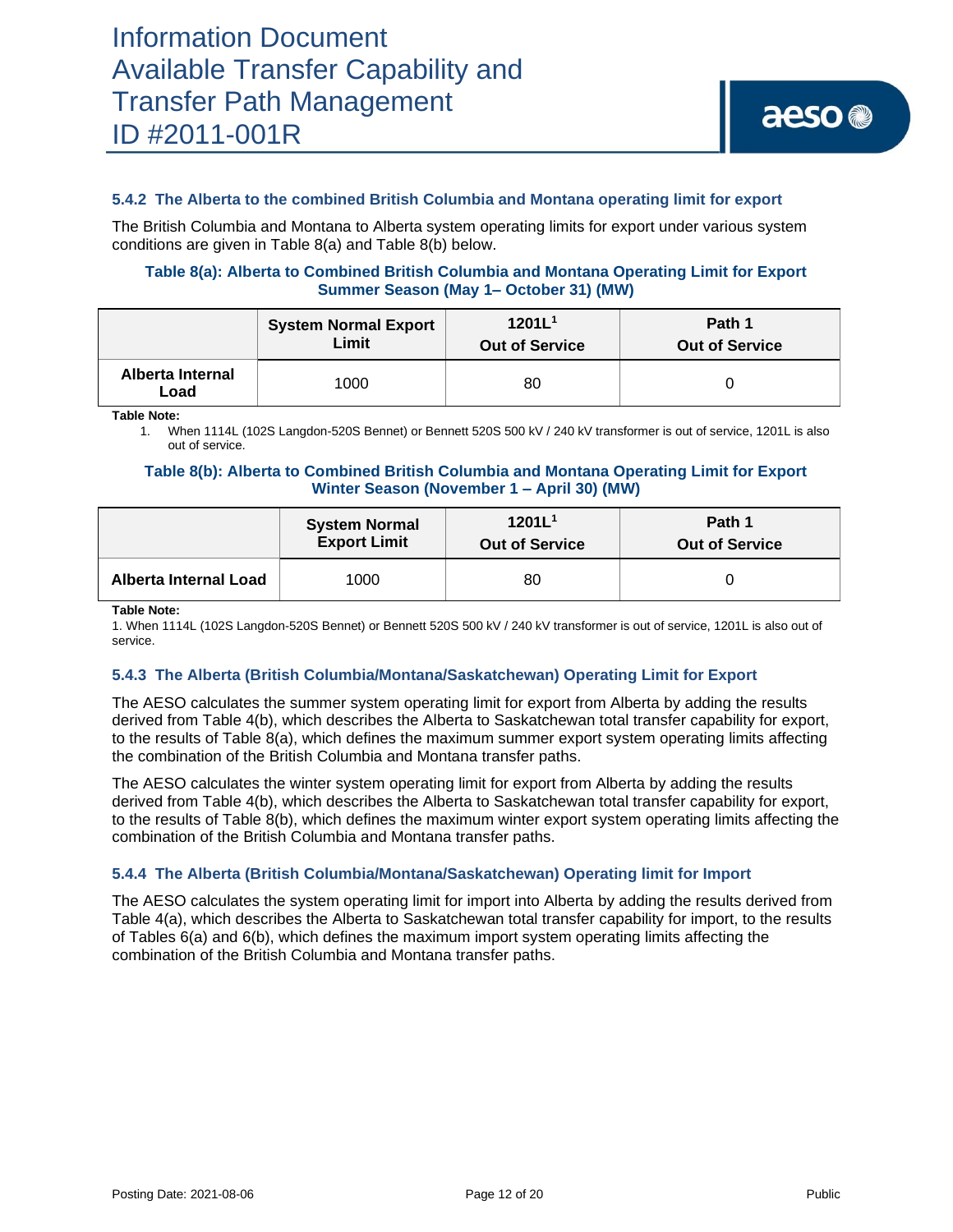#### 5.4.2 The Alberta to the combined British Columbia and Montana operating limit for export

The British Columbia and Montana to Alberta system operating limits for export under various system conditions are given in Table 8(a) and Table 8(b) below.

**Table 8(a): Alberta to Combined British Columbia and Montana Operating Limit for Export Summer Season (May 1– October 31) (MW)**

| | System Normal Export Limit | 1201L[1] Out of Service | Path 1 Out of Service |
|---|---|---|---|
| **Alberta Internal Load** | 1000 | 80 | 0 |

**Table Note:**

1. When 1114L (102S Langdon-520S Bennet) or Bennett 520S 500 kV / 240 kV transformer is out of service, 1201L is also out of service.

**Table 8(b): Alberta to Combined British Columbia and Montana Operating Limit for Export Winter Season (November 1 – April 30) (MW)**

| | System Normal Export Limit | 1201L[1] Out of Service | Path 1 Out of Service |
|---|---|---|---|
| **Alberta Internal Load** | 1000 | 80 | 0 |

**Table Note:**

1. When 1114L (102S Langdon-520S Bennet) or Bennett 520S 500 kV / 240 kV transformer is out of service, 1201L is also out of service.

#### 5.4.3 The Alberta (British Columbia/Montana/Saskatchewan) Operating Limit for Export

The AESO calculates the summer system operating limit for export from Alberta by adding the results derived from Table 4(b), which describes the Alberta to Saskatchewan total transfer capability for export, to the results of Table 8(a), which defines the maximum summer export system operating limits affecting the combination of the British Columbia and Montana transfer paths.

The AESO calculates the winter system operating limit for export from Alberta by adding the results derived from Table 4(b), which describes the Alberta to Saskatchewan total transfer capability for export, to the results of Table 8(b), which defines the maximum winter export system operating limits affecting the combination of the British Columbia and Montana transfer paths.

#### 5.4.4 The Alberta (British Columbia/Montana/Saskatchewan) Operating limit for Import

The AESO calculates the system operating limit for import into Alberta by adding the results derived from Table 4(a), which describes the Alberta to Saskatchewan total transfer capability for import, to the results of Tables 6(a) and 6(b), which defines the maximum import system operating limits affecting the combination of the British Columbia and Montana transfer paths.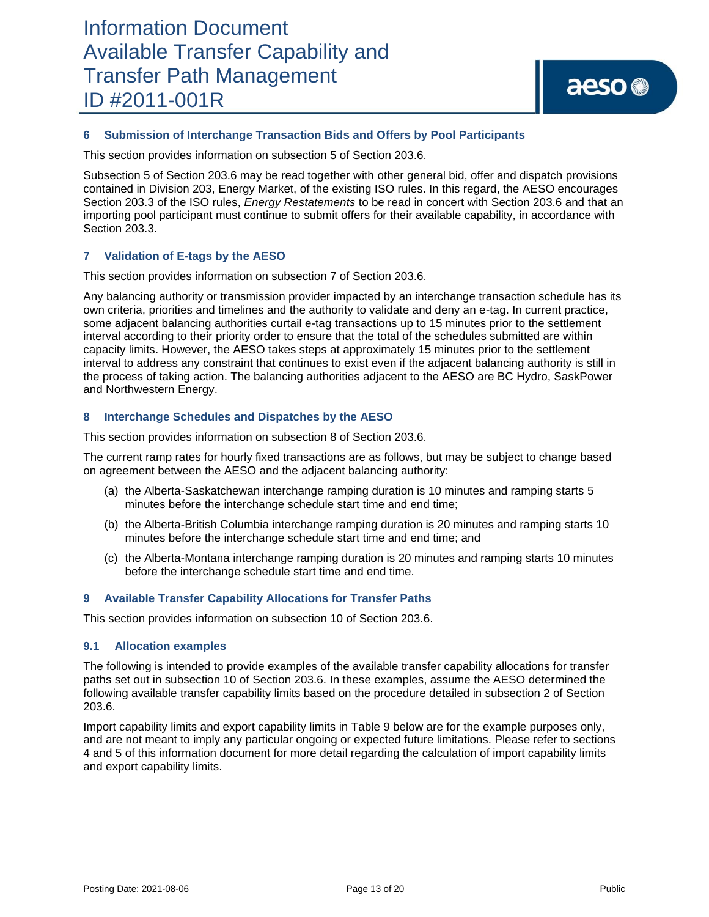## 6 Submission of Interchange Transaction Bids and Offers by Pool Participants

This section provides information on subsection 5 of Section 203.6.

Subsection 5 of Section 203.6 may be read together with other general bid, offer and dispatch provisions contained in Division 203, Energy Market, of the existing ISO rules. In this regard, the AESO encourages Section 203.3 of the ISO rules, *Energy Restatements* to be read in concert with Section 203.6 and that an importing pool participant must continue to submit offers for their available capability, in accordance with Section 203.3.

## 7 Validation of E-tags by the AESO

This section provides information on subsection 7 of Section 203.6.

Any balancing authority or transmission provider impacted by an interchange transaction schedule has its own criteria, priorities and timelines and the authority to validate and deny an e-tag. In current practice, some adjacent balancing authorities curtail e-tag transactions up to 15 minutes prior to the settlement interval according to their priority order to ensure that the total of the schedules submitted are within capacity limits. However, the AESO takes steps at approximately 15 minutes prior to the settlement interval to address any constraint that continues to exist even if the adjacent balancing authority is still in the process of taking action. The balancing authorities adjacent to the AESO are BC Hydro, SaskPower and Northwestern Energy.

## 8 Interchange Schedules and Dispatches by the AESO

This section provides information on subsection 8 of Section 203.6.

The current ramp rates for hourly fixed transactions are as follows, but may be subject to change based on agreement between the AESO and the adjacent balancing authority:

(a) the Alberta-Saskatchewan interchange ramping duration is 10 minutes and ramping starts 5 minutes before the interchange schedule start time and end time;

(b) the Alberta-British Columbia interchange ramping duration is 20 minutes and ramping starts 10 minutes before the interchange schedule start time and end time; and

(c) the Alberta-Montana interchange ramping duration is 20 minutes and ramping starts 10 minutes before the interchange schedule start time and end time.

## 9 Available Transfer Capability Allocations for Transfer Paths

This section provides information on subsection 10 of Section 203.6.

### 9.1 Allocation examples

The following is intended to provide examples of the available transfer capability allocations for transfer paths set out in subsection 10 of Section 203.6. In these examples, assume the AESO determined the following available transfer capability limits based on the procedure detailed in subsection 2 of Section 203.6.

Import capability limits and export capability limits in Table 9 below are for the example purposes only, and are not meant to imply any particular ongoing or expected future limitations. Please refer to sections 4 and 5 of this information document for more detail regarding the calculation of import capability limits and export capability limits.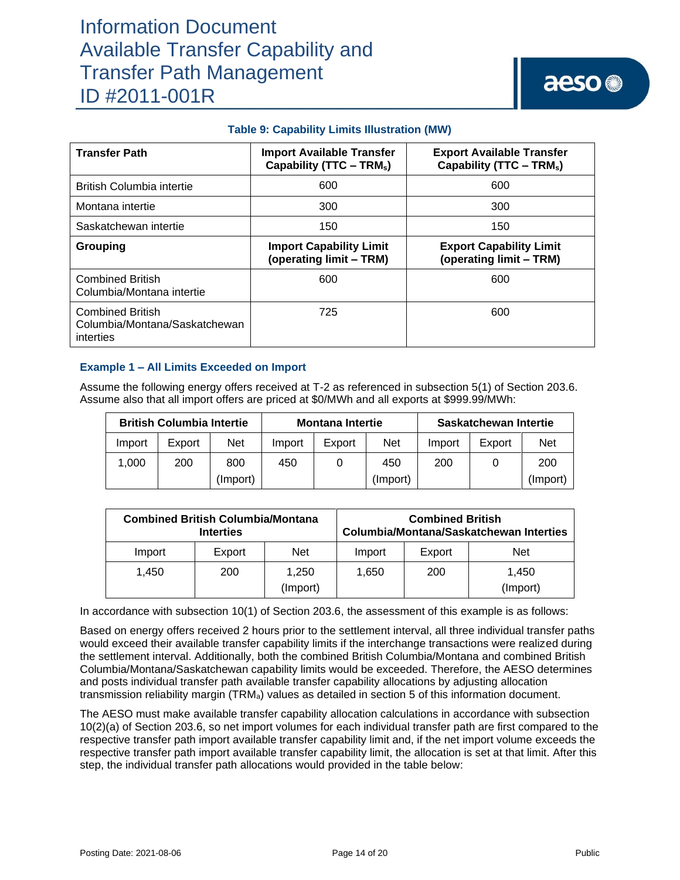**Table 9: Capability Limits Illustration (MW)**

| Transfer Path | Import Available Transfer Capability (TTC – $TRM_s$) | Export Available Transfer Capability (TTC – $TRM_s$) |
|---|---|---|
| British Columbia intertie | 600 | 600 |
| Montana intertie | 300 | 300 |
| Saskatchewan intertie | 150 | 150 |
| **Grouping** | **Import Capability Limit (operating limit – TRM)** | **Export Capability Limit (operating limit – TRM)** |
| Combined British Columbia/Montana intertie | 600 | 600 |
| Combined British Columbia/Montana/Saskatchewan interties | 725 | 600 |

### Example 1 – All Limits Exceeded on Import

Assume the following energy offers received at T-2 as referenced in subsection 5(1) of Section 203.6. Assume also that all import offers are priced at $0/MWh and all exports at $999.99/MWh:

| British Columbia Intertie | | | Montana Intertie | | | Saskatchewan Intertie | | |
|---|---|---|---|---|---|---|---|---|
| Import | Export | Net | Import | Export | Net | Import | Export | Net |
| 1,000 | 200 | 800 (Import) | 450 | 0 | 450 (Import) | 200 | 0 | 200 (Import) |

| Combined British Columbia/Montana Interties | | | Combined British Columbia/Montana/Saskatchewan Interties | | |
|---|---|---|---|---|---|
| Import | Export | Net | Import | Export | Net |
| 1,450 | 200 | 1,250 (Import) | 1,650 | 200 | 1,450 (Import) |

In accordance with subsection 10(1) of Section 203.6, the assessment of this example is as follows:

Based on energy offers received 2 hours prior to the settlement interval, all three individual transfer paths would exceed their available transfer capability limits if the interchange transactions were realized during the settlement interval. Additionally, both the combined British Columbia/Montana and combined British Columbia/Montana/Saskatchewan capability limits would be exceeded. Therefore, the AESO determines and posts individual transfer path available transfer capability allocations by adjusting allocation transmission reliability margin ($TRM_a$) values as detailed in section 5 of this information document.

The AESO must make available transfer capability allocation calculations in accordance with subsection 10(2)(a) of Section 203.6, so net import volumes for each individual transfer path are first compared to the respective transfer path import available transfer capability limit and, if the net import volume exceeds the respective transfer path import available transfer capability limit, the allocation is set at that limit. After this step, the individual transfer path allocations would provided in the table below: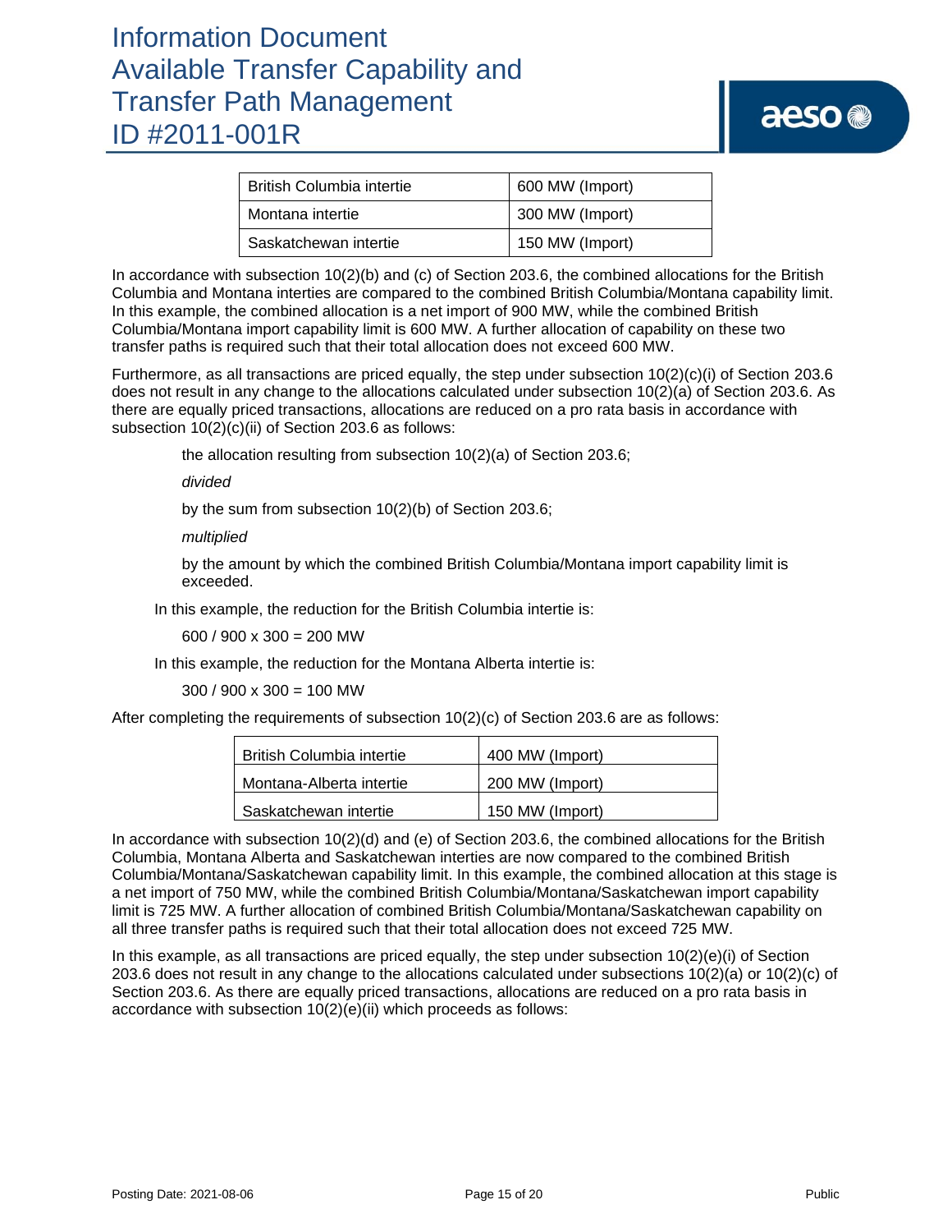| British Columbia intertie | 600 MW (Import) |
| --- | --- |
| Montana intertie | 300 MW (Import) |
| Saskatchewan intertie | 150 MW (Import) |

In accordance with subsection 10(2)(b) and (c) of Section 203.6, the combined allocations for the British Columbia and Montana interties are compared to the combined British Columbia/Montana capability limit. In this example, the combined allocation is a net import of 900 MW, while the combined British Columbia/Montana import capability limit is 600 MW. A further allocation of capability on these two transfer paths is required such that their total allocation does not exceed 600 MW.

Furthermore, as all transactions are priced equally, the step under subsection 10(2)(c)(i) of Section 203.6 does not result in any change to the allocations calculated under subsection 10(2)(a) of Section 203.6. As there are equally priced transactions, allocations are reduced on a pro rata basis in accordance with subsection 10(2)(c)(ii) of Section 203.6 as follows:

> the allocation resulting from subsection 10(2)(a) of Section 203.6;
>
> *divided*
>
> by the sum from subsection 10(2)(b) of Section 203.6;
>
> *multiplied*
>
> by the amount by which the combined British Columbia/Montana import capability limit is exceeded.

In this example, the reduction for the British Columbia intertie is:

> 600 / 900 x 300 = 200 MW

In this example, the reduction for the Montana Alberta intertie is:

> 300 / 900 x 300 = 100 MW

After completing the requirements of subsection 10(2)(c) of Section 203.6 are as follows:

| British Columbia intertie | 400 MW (Import) |
| --- | --- |
| Montana-Alberta intertie | 200 MW (Import) |
| Saskatchewan intertie | 150 MW (Import) |

In accordance with subsection 10(2)(d) and (e) of Section 203.6, the combined allocations for the British Columbia, Montana Alberta and Saskatchewan interties are now compared to the combined British Columbia/Montana/Saskatchewan capability limit. In this example, the combined allocation at this stage is a net import of 750 MW, while the combined British Columbia/Montana/Saskatchewan import capability limit is 725 MW. A further allocation of combined British Columbia/Montana/Saskatchewan capability on all three transfer paths is required such that their total allocation does not exceed 725 MW.

In this example, as all transactions are priced equally, the step under subsection 10(2)(e)(i) of Section 203.6 does not result in any change to the allocations calculated under subsections 10(2)(a) or 10(2)(c) of Section 203.6. As there are equally priced transactions, allocations are reduced on a pro rata basis in accordance with subsection 10(2)(e)(ii) which proceeds as follows: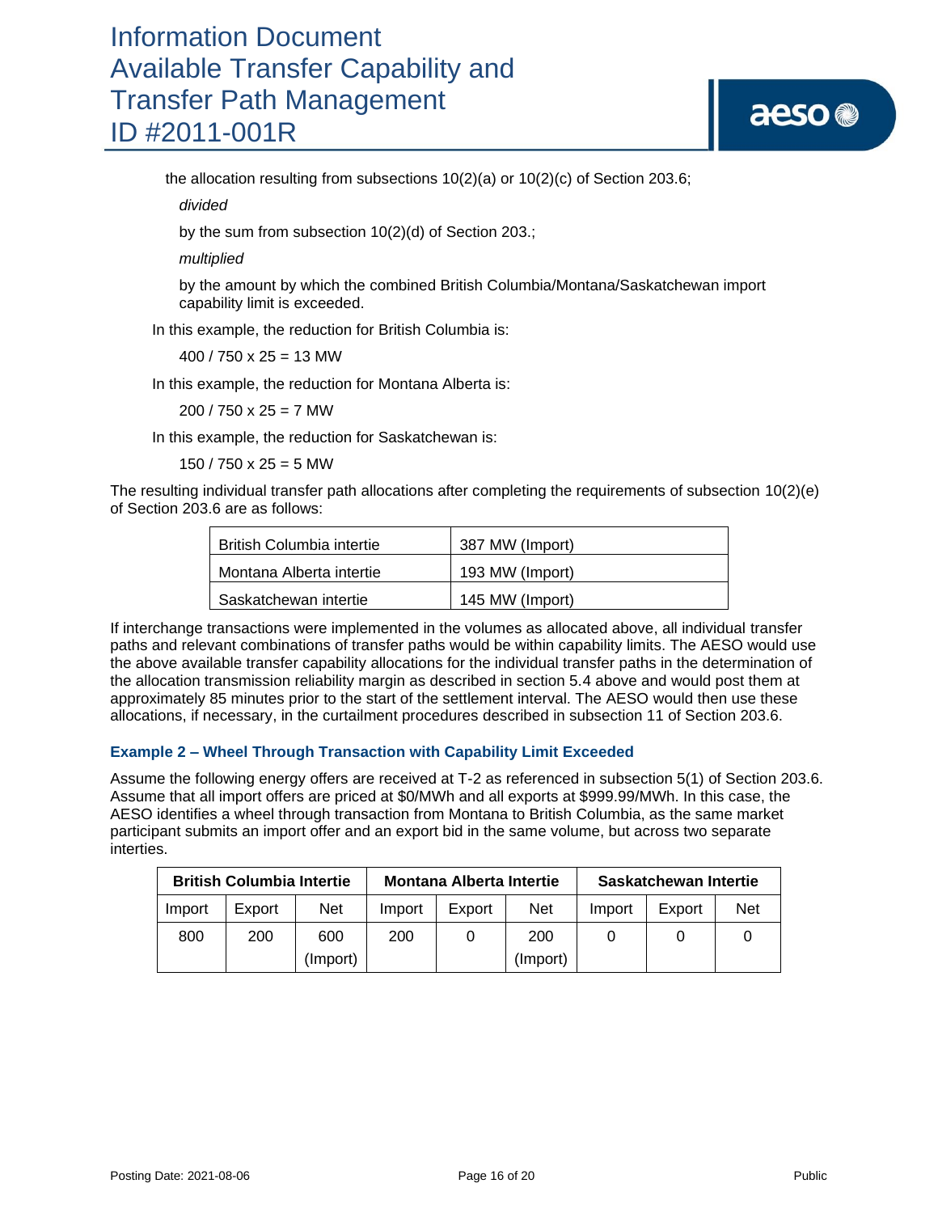the allocation resulting from subsections 10(2)(a) or 10(2)(c) of Section 203.6;

*divided*

by the sum from subsection 10(2)(d) of Section 203.;

*multiplied*

by the amount by which the combined British Columbia/Montana/Saskatchewan import capability limit is exceeded.

In this example, the reduction for British Columbia is:

400 / 750 x 25 = 13 MW

In this example, the reduction for Montana Alberta is:

200 / 750 x 25 = 7 MW

In this example, the reduction for Saskatchewan is:

150 / 750 x 25 = 5 MW

The resulting individual transfer path allocations after completing the requirements of subsection 10(2)(e) of Section 203.6 are as follows:

| British Columbia intertie | 387 MW (Import) |
|---|---|
| Montana Alberta intertie | 193 MW (Import) |
| Saskatchewan intertie | 145 MW (Import) |

If interchange transactions were implemented in the volumes as allocated above, all individual transfer paths and relevant combinations of transfer paths would be within capability limits. The AESO would use the above available transfer capability allocations for the individual transfer paths in the determination of the allocation transmission reliability margin as described in section 5.4 above and would post them at approximately 85 minutes prior to the start of the settlement interval. The AESO would then use these allocations, if necessary, in the curtailment procedures described in subsection 11 of Section 203.6.

### Example 2 – Wheel Through Transaction with Capability Limit Exceeded

Assume the following energy offers are received at T-2 as referenced in subsection 5(1) of Section 203.6. Assume that all import offers are priced at $0/MWh and all exports at $999.99/MWh. In this case, the AESO identifies a wheel through transaction from Montana to British Columbia, as the same market participant submits an import offer and an export bid in the same volume, but across two separate interties.

| British Columbia Intertie | | | Montana Alberta Intertie | | | Saskatchewan Intertie | | |
|---|---|---|---|---|---|---|---|---|
| Import | Export | Net | Import | Export | Net | Import | Export | Net |
| 800 | 200 | 600 (Import) | 200 | 0 | 200 (Import) | 0 | 0 | 0 |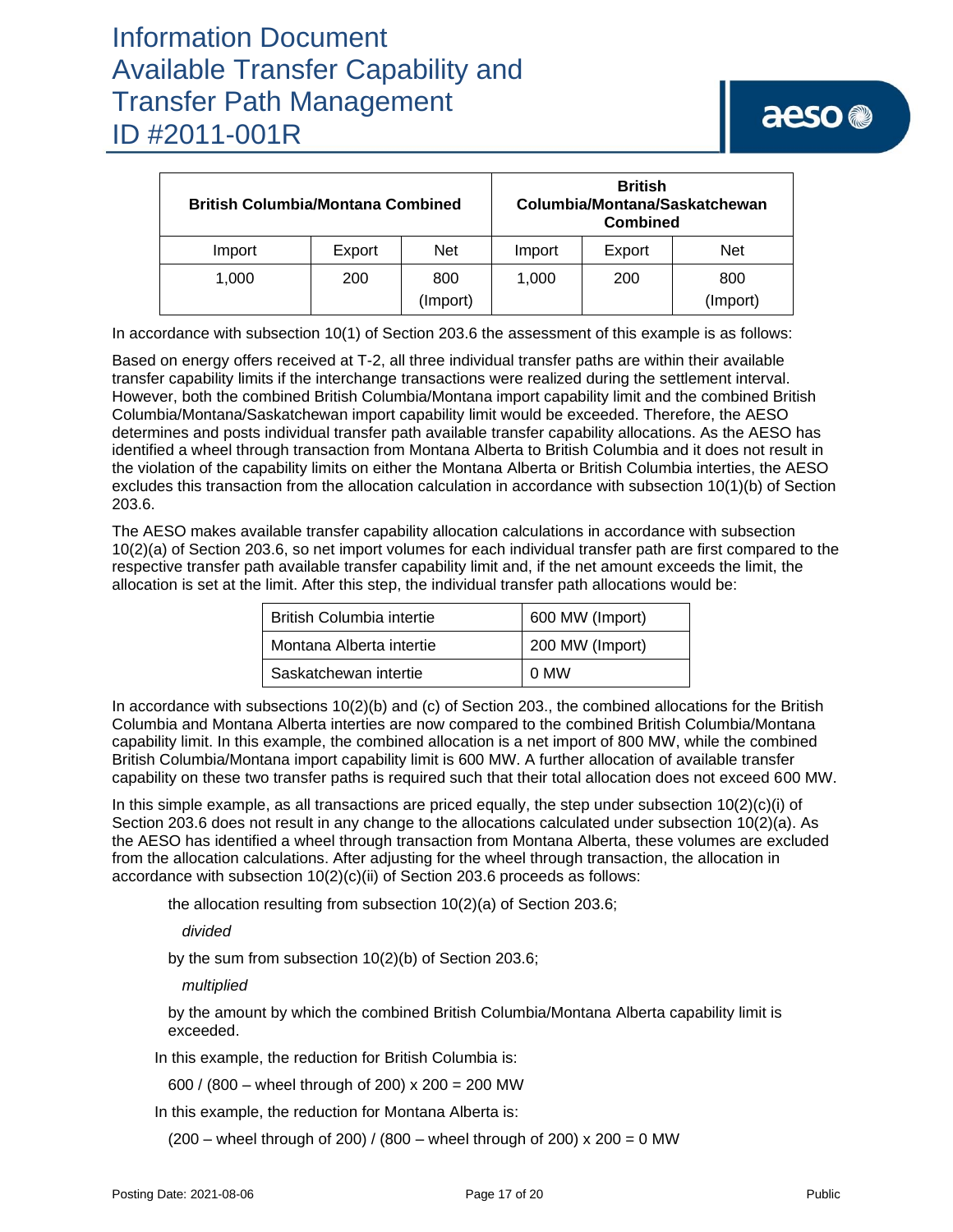| British Columbia/Montana Combined | | | British Columbia/Montana/Saskatchewan Combined | | |
|---|---|---|---|---|---|
| Import | Export | Net | Import | Export | Net |
| 1,000 | 200 | 800 (Import) | 1,000 | 200 | 800 (Import) |

In accordance with subsection 10(1) of Section 203.6 the assessment of this example is as follows:

Based on energy offers received at T-2, all three individual transfer paths are within their available transfer capability limits if the interchange transactions were realized during the settlement interval. However, both the combined British Columbia/Montana import capability limit and the combined British Columbia/Montana/Saskatchewan import capability limit would be exceeded. Therefore, the AESO determines and posts individual transfer path available transfer capability allocations. As the AESO has identified a wheel through transaction from Montana Alberta to British Columbia and it does not result in the violation of the capability limits on either the Montana Alberta or British Columbia interties, the AESO excludes this transaction from the allocation calculation in accordance with subsection 10(1)(b) of Section 203.6.

The AESO makes available transfer capability allocation calculations in accordance with subsection 10(2)(a) of Section 203.6, so net import volumes for each individual transfer path are first compared to the respective transfer path available transfer capability limit and, if the net amount exceeds the limit, the allocation is set at the limit. After this step, the individual transfer path allocations would be:

| British Columbia intertie | 600 MW (Import) |
|---|---|
| Montana Alberta intertie | 200 MW (Import) |
| Saskatchewan intertie | 0 MW |

In accordance with subsections 10(2)(b) and (c) of Section 203., the combined allocations for the British Columbia and Montana Alberta interties are now compared to the combined British Columbia/Montana capability limit. In this example, the combined allocation is a net import of 800 MW, while the combined British Columbia/Montana import capability limit is 600 MW. A further allocation of available transfer capability on these two transfer paths is required such that their total allocation does not exceed 600 MW.

In this simple example, as all transactions are priced equally, the step under subsection 10(2)(c)(i) of Section 203.6 does not result in any change to the allocations calculated under subsection 10(2)(a). As the AESO has identified a wheel through transaction from Montana Alberta, these volumes are excluded from the allocation calculations. After adjusting for the wheel through transaction, the allocation in accordance with subsection 10(2)(c)(ii) of Section 203.6 proceeds as follows:

the allocation resulting from subsection 10(2)(a) of Section 203.6;

*divided*

by the sum from subsection 10(2)(b) of Section 203.6;

*multiplied*

by the amount by which the combined British Columbia/Montana Alberta capability limit is exceeded.

In this example, the reduction for British Columbia is:

600 / (800 – wheel through of 200) x 200 = 200 MW

In this example, the reduction for Montana Alberta is:

(200 – wheel through of 200) / (800 – wheel through of 200) x 200 = 0 MW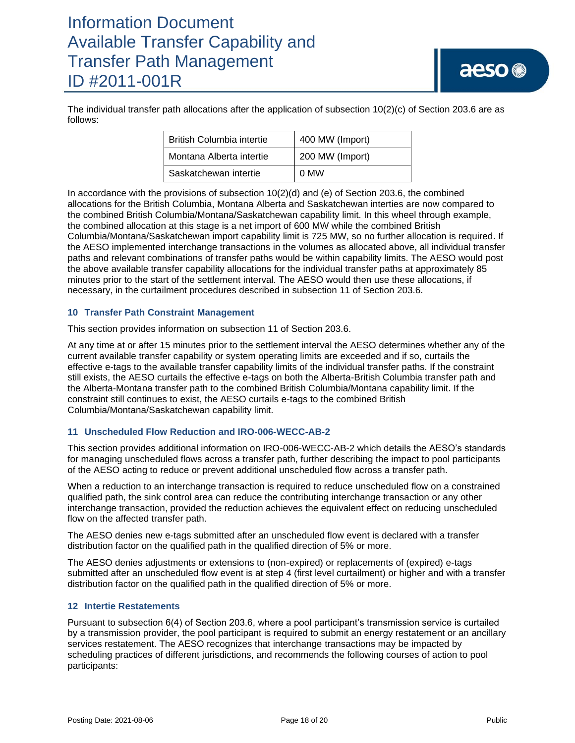The individual transfer path allocations after the application of subsection 10(2)(c) of Section 203.6 are as follows:

| British Columbia intertie | 400 MW (Import) |
|---|---|
| Montana Alberta intertie | 200 MW (Import) |
| Saskatchewan intertie | 0 MW |

In accordance with the provisions of subsection 10(2)(d) and (e) of Section 203.6, the combined allocations for the British Columbia, Montana Alberta and Saskatchewan interties are now compared to the combined British Columbia/Montana/Saskatchewan capability limit. In this wheel through example, the combined allocation at this stage is a net import of 600 MW while the combined British Columbia/Montana/Saskatchewan import capability limit is 725 MW, so no further allocation is required. If the AESO implemented interchange transactions in the volumes as allocated above, all individual transfer paths and relevant combinations of transfer paths would be within capability limits. The AESO would post the above available transfer capability allocations for the individual transfer paths at approximately 85 minutes prior to the start of the settlement interval. The AESO would then use these allocations, if necessary, in the curtailment procedures described in subsection 11 of Section 203.6.

### 10 Transfer Path Constraint Management

This section provides information on subsection 11 of Section 203.6.

At any time at or after 15 minutes prior to the settlement interval the AESO determines whether any of the current available transfer capability or system operating limits are exceeded and if so, curtails the effective e-tags to the available transfer capability limits of the individual transfer paths. If the constraint still exists, the AESO curtails the effective e-tags on both the Alberta-British Columbia transfer path and the Alberta-Montana transfer path to the combined British Columbia/Montana capability limit. If the constraint still continues to exist, the AESO curtails e-tags to the combined British Columbia/Montana/Saskatchewan capability limit.

### 11 Unscheduled Flow Reduction and IRO-006-WECC-AB-2

This section provides additional information on IRO-006-WECC-AB-2 which details the AESO's standards for managing unscheduled flows across a transfer path, further describing the impact to pool participants of the AESO acting to reduce or prevent additional unscheduled flow across a transfer path.

When a reduction to an interchange transaction is required to reduce unscheduled flow on a constrained qualified path, the sink control area can reduce the contributing interchange transaction or any other interchange transaction, provided the reduction achieves the equivalent effect on reducing unscheduled flow on the affected transfer path.

The AESO denies new e-tags submitted after an unscheduled flow event is declared with a transfer distribution factor on the qualified path in the qualified direction of 5% or more.

The AESO denies adjustments or extensions to (non-expired) or replacements of (expired) e-tags submitted after an unscheduled flow event is at step 4 (first level curtailment) or higher and with a transfer distribution factor on the qualified path in the qualified direction of 5% or more.

### 12 Intertie Restatements

Pursuant to subsection 6(4) of Section 203.6, where a pool participant's transmission service is curtailed by a transmission provider, the pool participant is required to submit an energy restatement or an ancillary services restatement. The AESO recognizes that interchange transactions may be impacted by scheduling practices of different jurisdictions, and recommends the following courses of action to pool participants: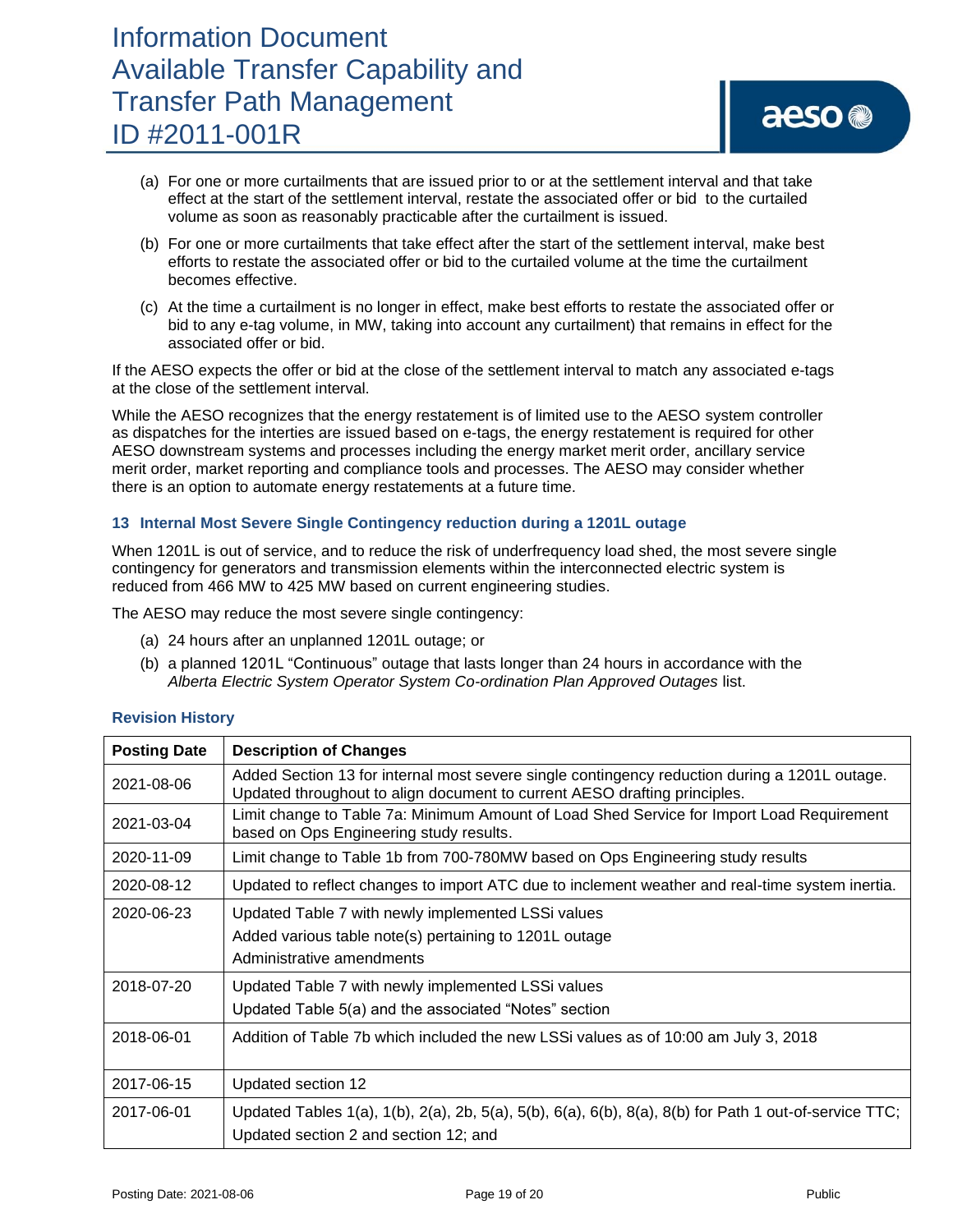(a) For one or more curtailments that are issued prior to or at the settlement interval and that take effect at the start of the settlement interval, restate the associated offer or bid to the curtailed volume as soon as reasonably practicable after the curtailment is issued.

(b) For one or more curtailments that take effect after the start of the settlement interval, make best efforts to restate the associated offer or bid to the curtailed volume at the time the curtailment becomes effective.

(c) At the time a curtailment is no longer in effect, make best efforts to restate the associated offer or bid to any e-tag volume, in MW, taking into account any curtailment) that remains in effect for the associated offer or bid.

If the AESO expects the offer or bid at the close of the settlement interval to match any associated e-tags at the close of the settlement interval.

While the AESO recognizes that the energy restatement is of limited use to the AESO system controller as dispatches for the interties are issued based on e-tags, the energy restatement is required for other AESO downstream systems and processes including the energy market merit order, ancillary service merit order, market reporting and compliance tools and processes. The AESO may consider whether there is an option to automate energy restatements at a future time.

## 13 Internal Most Severe Single Contingency reduction during a 1201L outage

When 1201L is out of service, and to reduce the risk of underfrequency load shed, the most severe single contingency for generators and transmission elements within the interconnected electric system is reduced from 466 MW to 425 MW based on current engineering studies.

The AESO may reduce the most severe single contingency:

(a) 24 hours after an unplanned 1201L outage; or

(b) a planned 1201L "Continuous" outage that lasts longer than 24 hours in accordance with the *Alberta Electric System Operator System Co-ordination Plan Approved Outages* list.

### Revision History

| Posting Date | Description of Changes |
|---|---|
| 2021-08-06 | Added Section 13 for internal most severe single contingency reduction during a 1201L outage. Updated throughout to align document to current AESO drafting principles. |
| 2021-03-04 | Limit change to Table 7a: Minimum Amount of Load Shed Service for Import Load Requirement based on Ops Engineering study results. |
| 2020-11-09 | Limit change to Table 1b from 700-780MW based on Ops Engineering study results |
| 2020-08-12 | Updated to reflect changes to import ATC due to inclement weather and real-time system inertia. |
| 2020-06-23 | Updated Table 7 with newly implemented LSSi values<br>Added various table note(s) pertaining to 1201L outage<br>Administrative amendments |
| 2018-07-20 | Updated Table 7 with newly implemented LSSi values<br>Updated Table 5(a) and the associated "Notes" section |
| 2018-06-01 | Addition of Table 7b which included the new LSSi values as of 10:00 am July 3, 2018 |
| 2017-06-15 | Updated section 12 |
| 2017-06-01 | Updated Tables 1(a), 1(b), 2(a), 2b, 5(a), 5(b), 6(a), 6(b), 8(a), 8(b) for Path 1 out-of-service TTC;<br>Updated section 2 and section 12; and |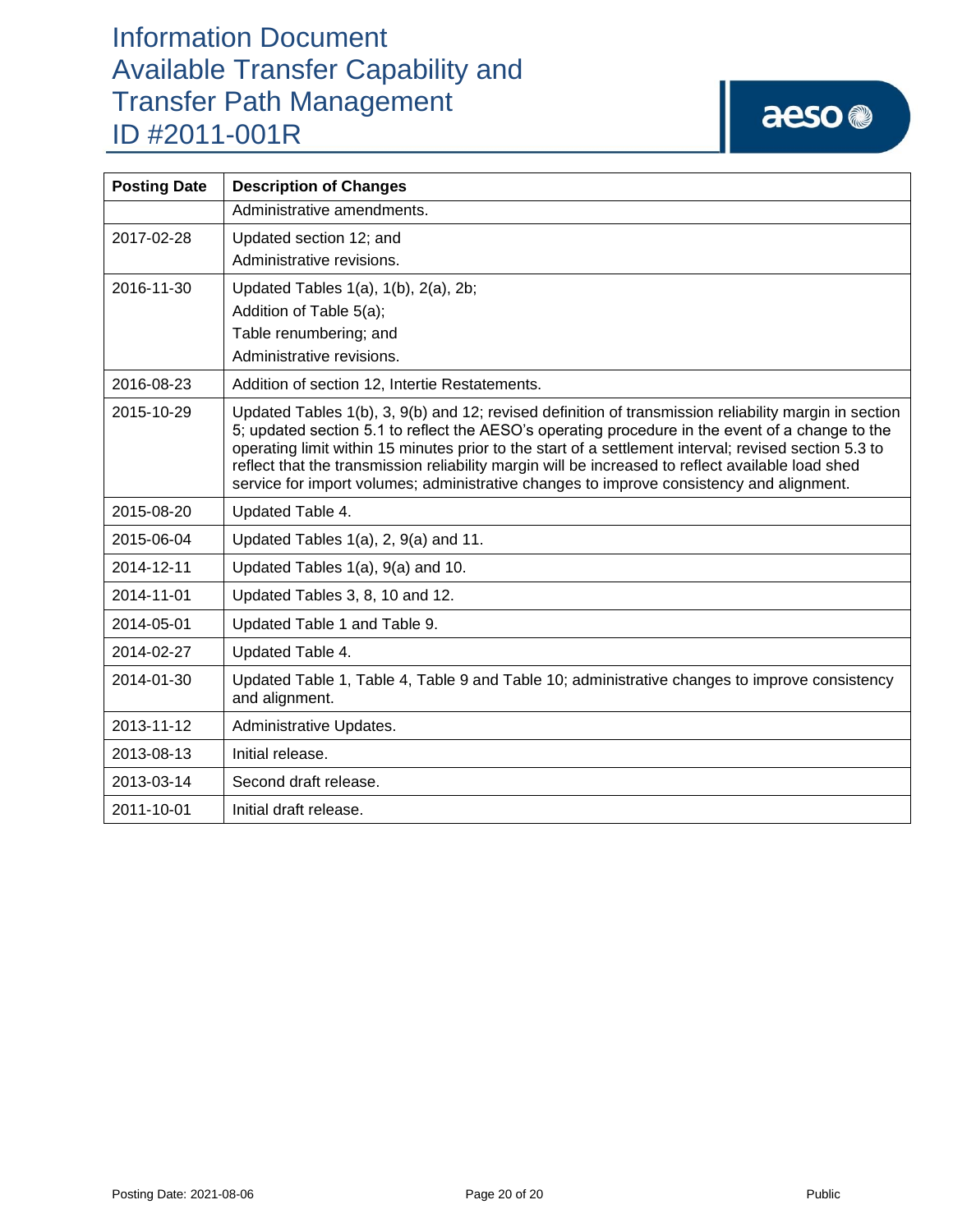| Posting Date | Description of Changes |
|---|---|
| | Administrative amendments. |
| 2017-02-28 | Updated section 12; and<br>Administrative revisions. |
| 2016-11-30 | Updated Tables 1(a), 1(b), 2(a), 2b;<br>Addition of Table 5(a);<br>Table renumbering; and<br>Administrative revisions. |
| 2016-08-23 | Addition of section 12, Intertie Restatements. |
| 2015-10-29 | Updated Tables 1(b), 3, 9(b) and 12; revised definition of transmission reliability margin in section 5; updated section 5.1 to reflect the AESO's operating procedure in the event of a change to the operating limit within 15 minutes prior to the start of a settlement interval; revised section 5.3 to reflect that the transmission reliability margin will be increased to reflect available load shed service for import volumes; administrative changes to improve consistency and alignment. |
| 2015-08-20 | Updated Table 4. |
| 2015-06-04 | Updated Tables 1(a), 2, 9(a) and 11. |
| 2014-12-11 | Updated Tables 1(a), 9(a) and 10. |
| 2014-11-01 | Updated Tables 3, 8, 10 and 12. |
| 2014-05-01 | Updated Table 1 and Table 9. |
| 2014-02-27 | Updated Table 4. |
| 2014-01-30 | Updated Table 1, Table 4, Table 9 and Table 10; administrative changes to improve consistency and alignment. |
| 2013-11-12 | Administrative Updates. |
| 2013-08-13 | Initial release. |
| 2013-03-14 | Second draft release. |
| 2011-10-01 | Initial draft release. |